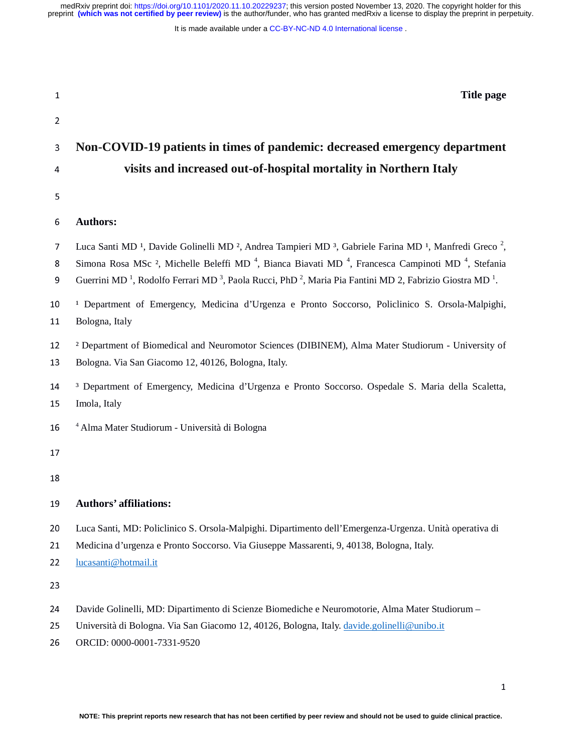**Title page**

# Non-COVID-19 patients in times of pandemic: decreased emergency department visits and increased out-of-hospital mortality in Northern Italy

## Authors:

Luca Santi MD [1], Davide Golinelli MD [2], Andrea Tampieri MD [3], Gabriele Farina MD [1], Manfredi Greco [2], Simona Rosa MSc [2], Michelle Beleffi MD [4], Bianca Biavati MD [4], Francesca Campinoti MD [4], Stefania Guerrini MD [1], Rodolfo Ferrari MD [3], Paola Rucci, PhD [2], Maria Pia Fantini MD 2, Fabrizio Giostra MD [1].

[1] Department of Emergency, Medicina d'Urgenza e Pronto Soccorso, Policlinico S. Orsola-Malpighi, Bologna, Italy

[2] Department of Biomedical and Neuromotor Sciences (DIBINEM), Alma Mater Studiorum - University of Bologna. Via San Giacomo 12, 40126, Bologna, Italy.

[3] Department of Emergency, Medicina d'Urgenza e Pronto Soccorso. Ospedale S. Maria della Scaletta, Imola, Italy

[4] Alma Mater Studiorum - Università di Bologna

## Authors' affiliations:

Luca Santi, MD: Policlinico S. Orsola-Malpighi. Dipartimento dell'Emergenza-Urgenza. Unità operativa di Medicina d'urgenza e Pronto Soccorso. Via Giuseppe Massarenti, 9, 40138, Bologna, Italy.
lucasanti@hotmail.it

Davide Golinelli, MD: Dipartimento di Scienze Biomediche e Neuromotorie, Alma Mater Studiorum – Università di Bologna. Via San Giacomo 12, 40126, Bologna, Italy. davide.golinelli@unibo.it
ORCID: 0000-0001-7331-9520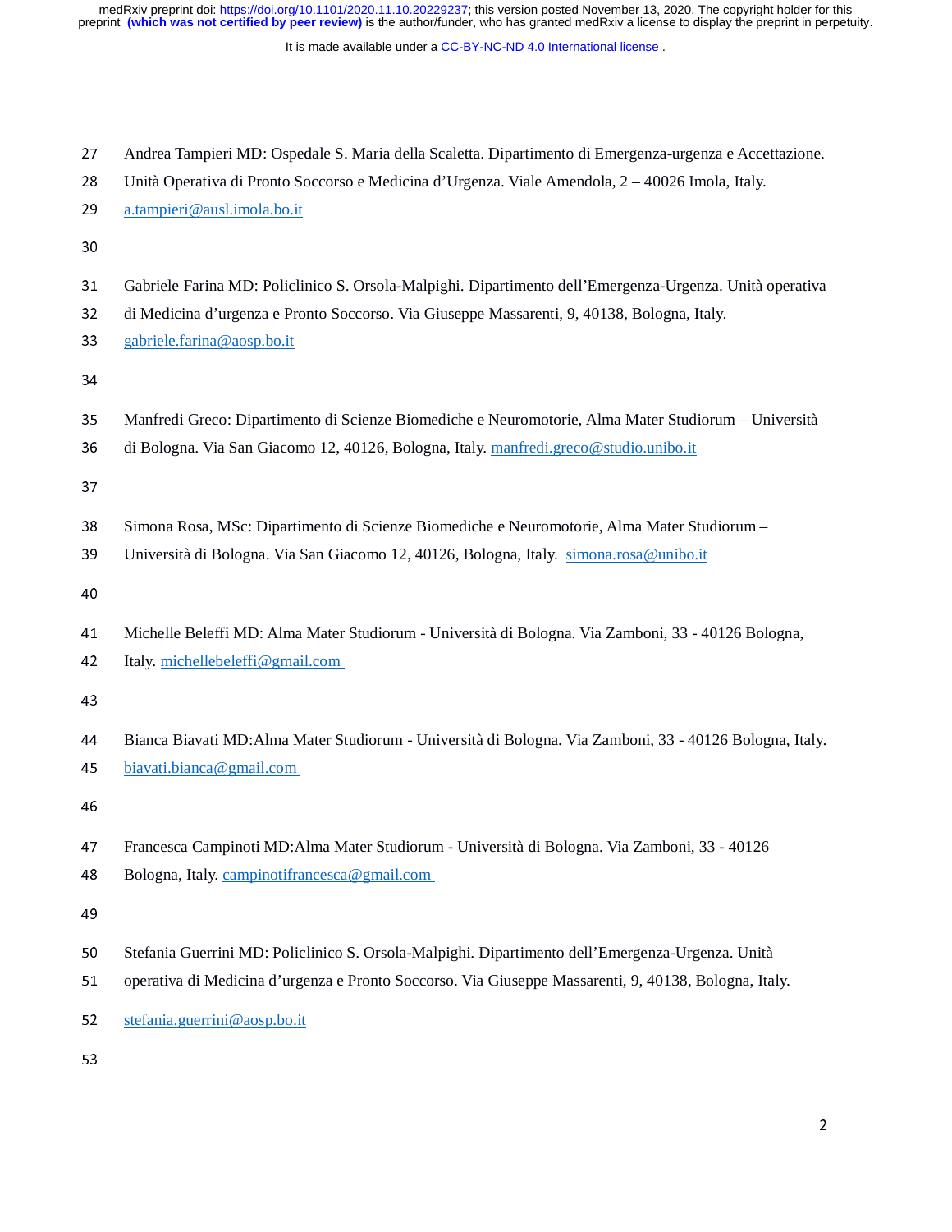Andrea Tampieri MD: Ospedale S. Maria della Scaletta. Dipartimento di Emergenza-urgenza e Accettazione. Unità Operativa di Pronto Soccorso e Medicina d'Urgenza. Viale Amendola, 2 – 40026 Imola, Italy. a.tampieri@ausl.imola.bo.it

Gabriele Farina MD: Policlinico S. Orsola-Malpighi. Dipartimento dell'Emergenza-Urgenza. Unità operativa di Medicina d'urgenza e Pronto Soccorso. Via Giuseppe Massarenti, 9, 40138, Bologna, Italy. gabriele.farina@aosp.bo.it

Manfredi Greco: Dipartimento di Scienze Biomediche e Neuromotorie, Alma Mater Studiorum – Università di Bologna. Via San Giacomo 12, 40126, Bologna, Italy. manfredi.greco@studio.unibo.it

Simona Rosa, MSc: Dipartimento di Scienze Biomediche e Neuromotorie, Alma Mater Studiorum – Università di Bologna. Via San Giacomo 12, 40126, Bologna, Italy. simona.rosa@unibo.it

Michelle Beleffi MD: Alma Mater Studiorum - Università di Bologna. Via Zamboni, 33 - 40126 Bologna, Italy. michellebeleffi@gmail.com

Bianca Biavati MD:Alma Mater Studiorum - Università di Bologna. Via Zamboni, 33 - 40126 Bologna, Italy. biavati.bianca@gmail.com

Francesca Campinoti MD:Alma Mater Studiorum - Università di Bologna. Via Zamboni, 33 - 40126 Bologna, Italy. campinotifrancesca@gmail.com

Stefania Guerrini MD: Policlinico S. Orsola-Malpighi. Dipartimento dell'Emergenza-Urgenza. Unità operativa di Medicina d'urgenza e Pronto Soccorso. Via Giuseppe Massarenti, 9, 40138, Bologna, Italy.

stefania.guerrini@aosp.bo.it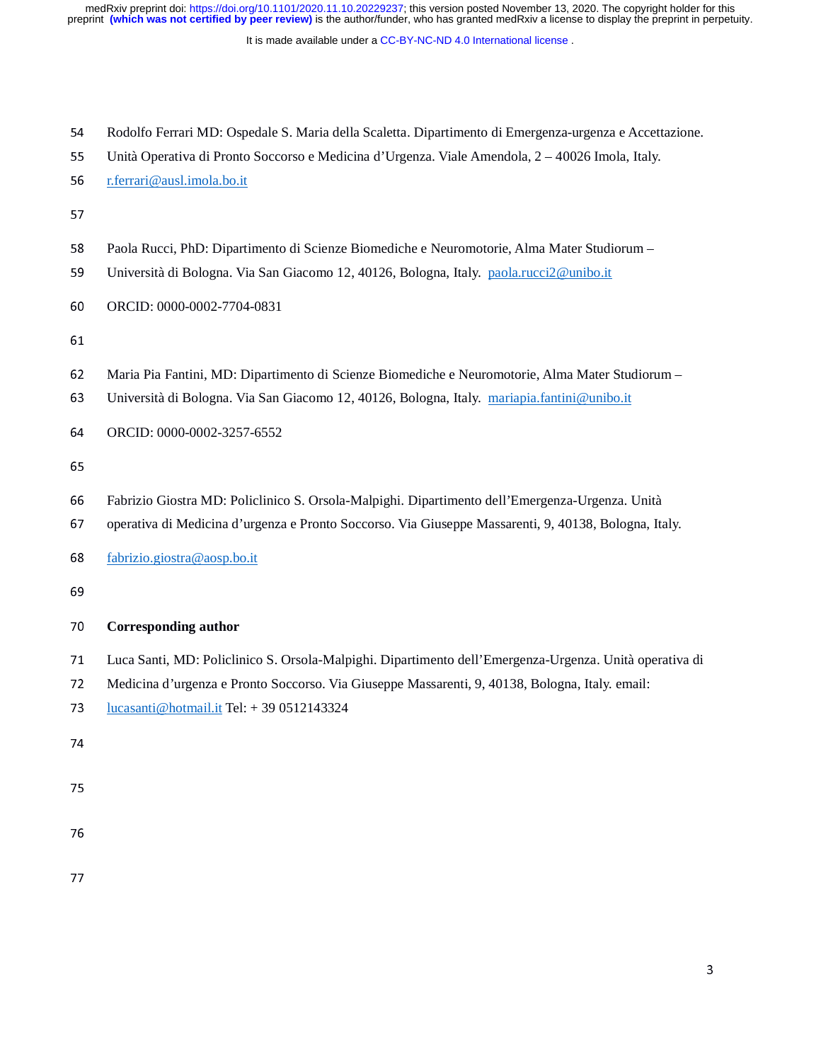Rodolfo Ferrari MD: Ospedale S. Maria della Scaletta. Dipartimento di Emergenza-urgenza e Accettazione. Unità Operativa di Pronto Soccorso e Medicina d'Urgenza. Viale Amendola, 2 – 40026 Imola, Italy. r.ferrari@ausl.imola.bo.it

Paola Rucci, PhD: Dipartimento di Scienze Biomediche e Neuromotorie, Alma Mater Studiorum – Università di Bologna. Via San Giacomo 12, 40126, Bologna, Italy. paola.rucci2@unibo.it

ORCID: 0000-0002-7704-0831

Maria Pia Fantini, MD: Dipartimento di Scienze Biomediche e Neuromotorie, Alma Mater Studiorum – Università di Bologna. Via San Giacomo 12, 40126, Bologna, Italy. mariapia.fantini@unibo.it

ORCID: 0000-0002-3257-6552

Fabrizio Giostra MD: Policlinico S. Orsola-Malpighi. Dipartimento dell'Emergenza-Urgenza. Unità operativa di Medicina d'urgenza e Pronto Soccorso. Via Giuseppe Massarenti, 9, 40138, Bologna, Italy.

fabrizio.giostra@aosp.bo.it

**Corresponding author**

Luca Santi, MD: Policlinico S. Orsola-Malpighi. Dipartimento dell'Emergenza-Urgenza. Unità operativa di Medicina d'urgenza e Pronto Soccorso. Via Giuseppe Massarenti, 9, 40138, Bologna, Italy. email: lucasanti@hotmail.it Tel: + 39 0512143324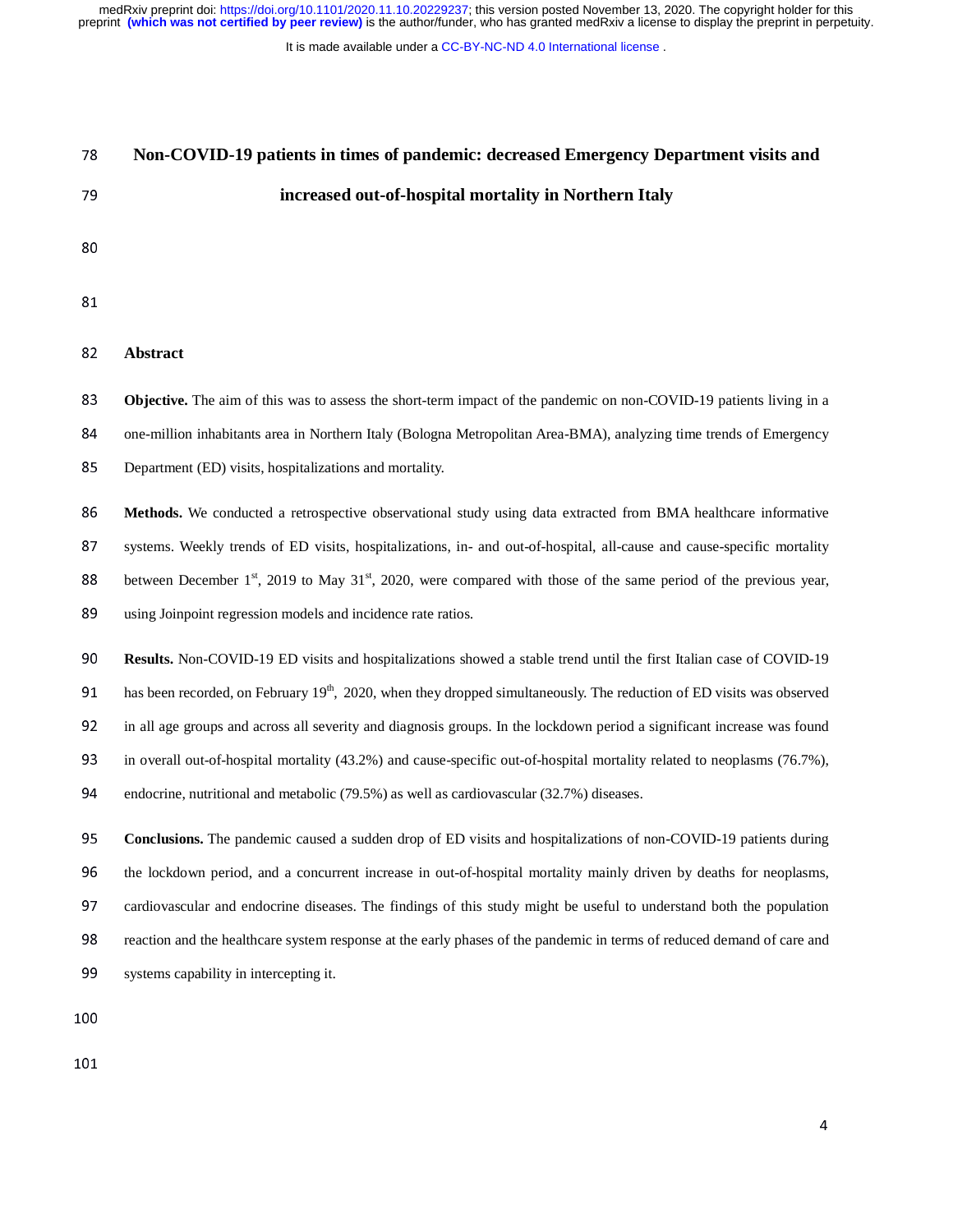# Non-COVID-19 patients in times of pandemic: decreased Emergency Department visits and increased out-of-hospital mortality in Northern Italy

## Abstract

**Objective.** The aim of this was to assess the short-term impact of the pandemic on non-COVID-19 patients living in a one-million inhabitants area in Northern Italy (Bologna Metropolitan Area-BMA), analyzing time trends of Emergency Department (ED) visits, hospitalizations and mortality.

**Methods.** We conducted a retrospective observational study using data extracted from BMA healthcare informative systems. Weekly trends of ED visits, hospitalizations, in- and out-of-hospital, all-cause and cause-specific mortality between December 1st, 2019 to May 31st, 2020, were compared with those of the same period of the previous year, using Joinpoint regression models and incidence rate ratios.

**Results.** Non-COVID-19 ED visits and hospitalizations showed a stable trend until the first Italian case of COVID-19 has been recorded, on February 19th, 2020, when they dropped simultaneously. The reduction of ED visits was observed in all age groups and across all severity and diagnosis groups. In the lockdown period a significant increase was found in overall out-of-hospital mortality (43.2%) and cause-specific out-of-hospital mortality related to neoplasms (76.7%), endocrine, nutritional and metabolic (79.5%) as well as cardiovascular (32.7%) diseases.

**Conclusions.** The pandemic caused a sudden drop of ED visits and hospitalizations of non-COVID-19 patients during the lockdown period, and a concurrent increase in out-of-hospital mortality mainly driven by deaths for neoplasms, cardiovascular and endocrine diseases. The findings of this study might be useful to understand both the population reaction and the healthcare system response at the early phases of the pandemic in terms of reduced demand of care and systems capability in intercepting it.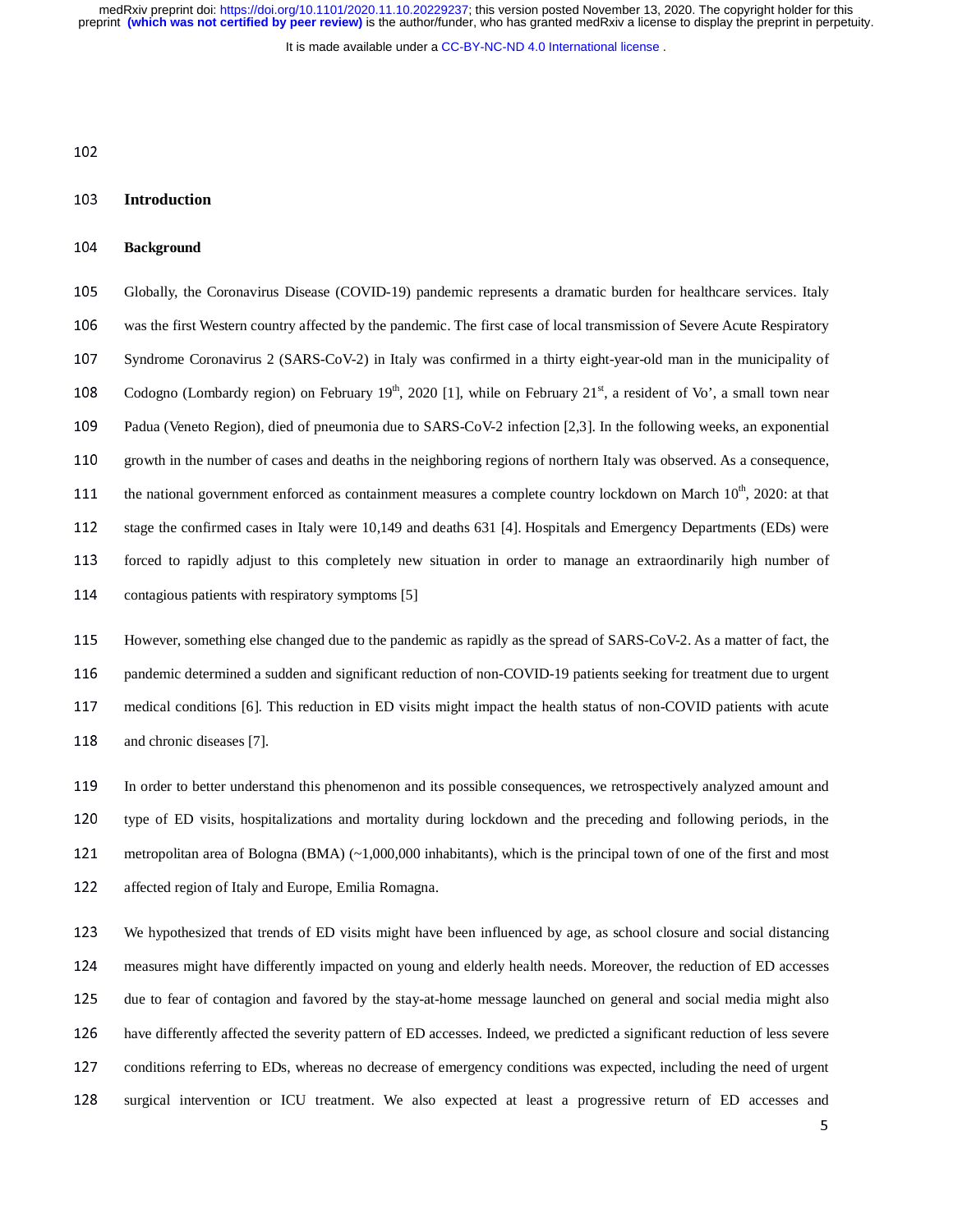# Introduction

## Background

Globally, the Coronavirus Disease (COVID-19) pandemic represents a dramatic burden for healthcare services. Italy was the first Western country affected by the pandemic. The first case of local transmission of Severe Acute Respiratory Syndrome Coronavirus 2 (SARS-CoV-2) in Italy was confirmed in a thirty eight-year-old man in the municipality of Codogno (Lombardy region) on February 19th, 2020 [1], while on February 21st, a resident of Vo', a small town near Padua (Veneto Region), died of pneumonia due to SARS-CoV-2 infection [2,3]. In the following weeks, an exponential growth in the number of cases and deaths in the neighboring regions of northern Italy was observed. As a consequence, the national government enforced as containment measures a complete country lockdown on March 10th, 2020: at that stage the confirmed cases in Italy were 10,149 and deaths 631 [4]. Hospitals and Emergency Departments (EDs) were forced to rapidly adjust to this completely new situation in order to manage an extraordinarily high number of contagious patients with respiratory symptoms [5]

However, something else changed due to the pandemic as rapidly as the spread of SARS-CoV-2. As a matter of fact, the pandemic determined a sudden and significant reduction of non-COVID-19 patients seeking for treatment due to urgent medical conditions [6]. This reduction in ED visits might impact the health status of non-COVID patients with acute and chronic diseases [7].

In order to better understand this phenomenon and its possible consequences, we retrospectively analyzed amount and type of ED visits, hospitalizations and mortality during lockdown and the preceding and following periods, in the metropolitan area of Bologna (BMA) (~1,000,000 inhabitants), which is the principal town of one of the first and most affected region of Italy and Europe, Emilia Romagna.

We hypothesized that trends of ED visits might have been influenced by age, as school closure and social distancing measures might have differently impacted on young and elderly health needs. Moreover, the reduction of ED accesses due to fear of contagion and favored by the stay-at-home message launched on general and social media might also have differently affected the severity pattern of ED accesses. Indeed, we predicted a significant reduction of less severe conditions referring to EDs, whereas no decrease of emergency conditions was expected, including the need of urgent surgical intervention or ICU treatment. We also expected at least a progressive return of ED accesses and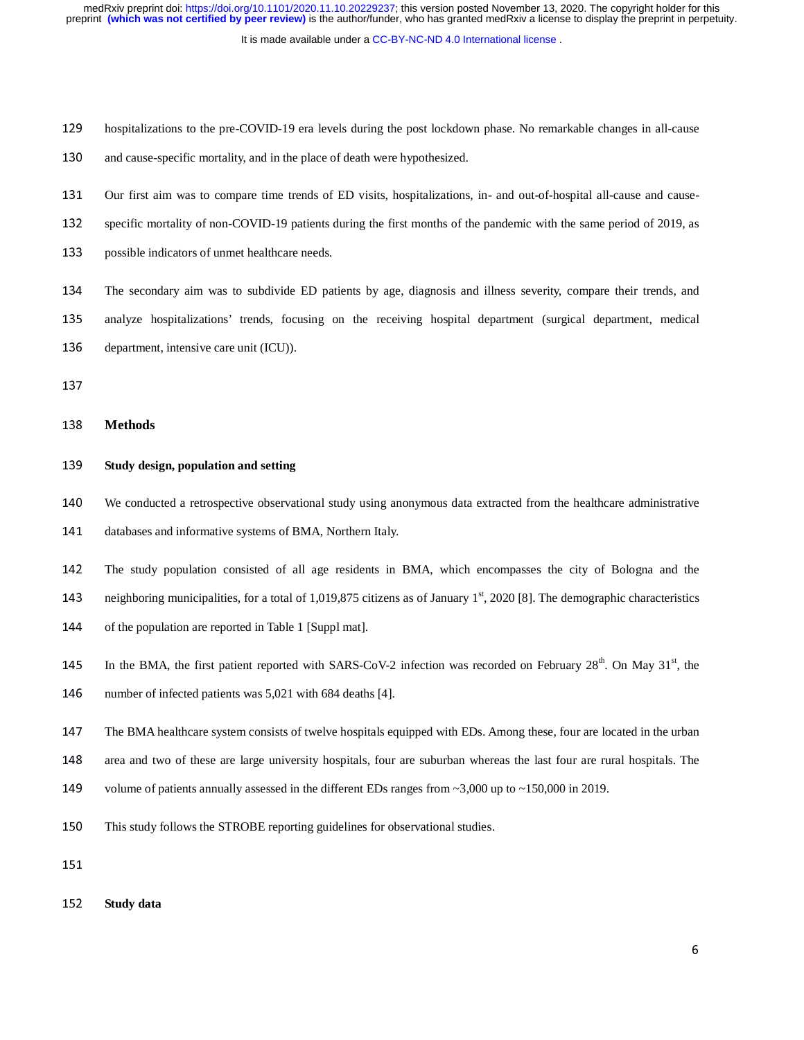hospitalizations to the pre-COVID-19 era levels during the post lockdown phase. No remarkable changes in all-cause and cause-specific mortality, and in the place of death were hypothesized.

Our first aim was to compare time trends of ED visits, hospitalizations, in- and out-of-hospital all-cause and cause-specific mortality of non-COVID-19 patients during the first months of the pandemic with the same period of 2019, as possible indicators of unmet healthcare needs.

The secondary aim was to subdivide ED patients by age, diagnosis and illness severity, compare their trends, and analyze hospitalizations' trends, focusing on the receiving hospital department (surgical department, medical department, intensive care unit (ICU)).

## Methods

### Study design, population and setting

We conducted a retrospective observational study using anonymous data extracted from the healthcare administrative databases and informative systems of BMA, Northern Italy.

The study population consisted of all age residents in BMA, which encompasses the city of Bologna and the neighboring municipalities, for a total of 1,019,875 citizens as of January 1st, 2020 [8]. The demographic characteristics of the population are reported in Table 1 [Suppl mat].

In the BMA, the first patient reported with SARS-CoV-2 infection was recorded on February 28th. On May 31st, the number of infected patients was 5,021 with 684 deaths [4].

The BMA healthcare system consists of twelve hospitals equipped with EDs. Among these, four are located in the urban area and two of these are large university hospitals, four are suburban whereas the last four are rural hospitals. The volume of patients annually assessed in the different EDs ranges from ~3,000 up to ~150,000 in 2019.

This study follows the STROBE reporting guidelines for observational studies.

### Study data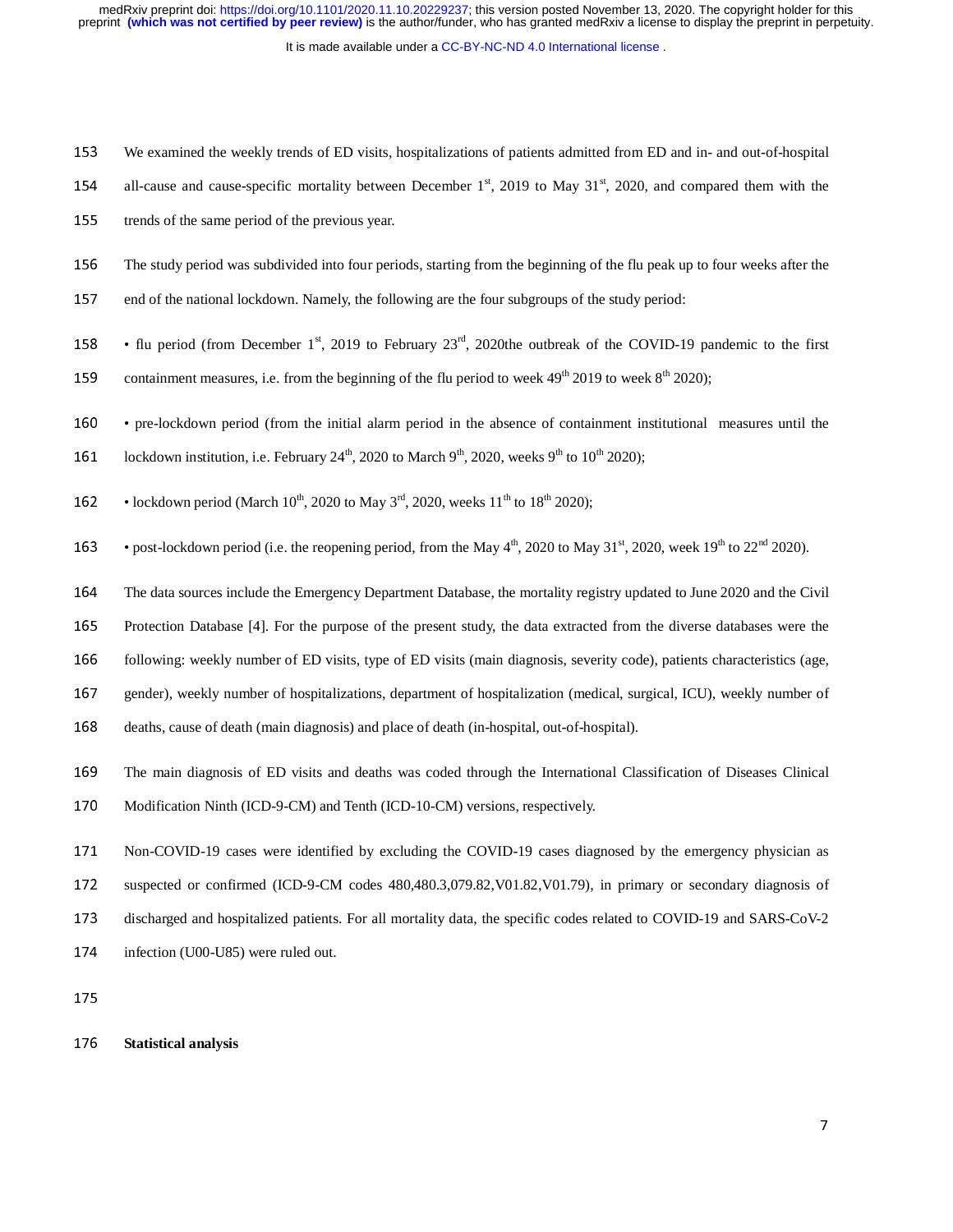We examined the weekly trends of ED visits, hospitalizations of patients admitted from ED and in- and out-of-hospital all-cause and cause-specific mortality between December 1st, 2019 to May 31st, 2020, and compared them with the trends of the same period of the previous year.

The study period was subdivided into four periods, starting from the beginning of the flu peak up to four weeks after the end of the national lockdown. Namely, the following are the four subgroups of the study period:

- flu period (from December 1st, 2019 to February 23rd, 2020the outbreak of the COVID-19 pandemic to the first containment measures, i.e. from the beginning of the flu period to week 49th 2019 to week 8th 2020);
- pre-lockdown period (from the initial alarm period in the absence of containment institutional measures until the lockdown institution, i.e. February 24th, 2020 to March 9th, 2020, weeks 9th to 10th 2020);
- lockdown period (March 10th, 2020 to May 3rd, 2020, weeks 11th to 18th 2020);
- post-lockdown period (i.e. the reopening period, from the May 4th, 2020 to May 31st, 2020, week 19th to 22nd 2020).

The data sources include the Emergency Department Database, the mortality registry updated to June 2020 and the Civil Protection Database [4]. For the purpose of the present study, the data extracted from the diverse databases were the following: weekly number of ED visits, type of ED visits (main diagnosis, severity code), patients characteristics (age, gender), weekly number of hospitalizations, department of hospitalization (medical, surgical, ICU), weekly number of deaths, cause of death (main diagnosis) and place of death (in-hospital, out-of-hospital).

The main diagnosis of ED visits and deaths was coded through the International Classification of Diseases Clinical Modification Ninth (ICD-9-CM) and Tenth (ICD-10-CM) versions, respectively.

Non-COVID-19 cases were identified by excluding the COVID-19 cases diagnosed by the emergency physician as suspected or confirmed (ICD-9-CM codes 480,480.3,079.82,V01.82,V01.79), in primary or secondary diagnosis of discharged and hospitalized patients. For all mortality data, the specific codes related to COVID-19 and SARS-CoV-2 infection (U00-U85) were ruled out.

**Statistical analysis**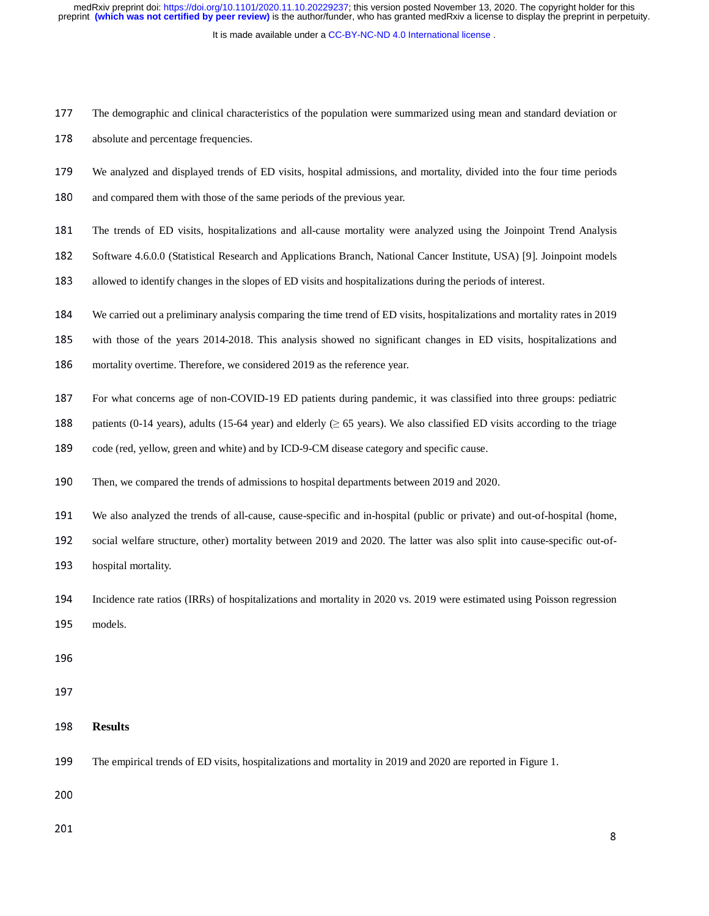The demographic and clinical characteristics of the population were summarized using mean and standard deviation or absolute and percentage frequencies.

We analyzed and displayed trends of ED visits, hospital admissions, and mortality, divided into the four time periods and compared them with those of the same periods of the previous year.

The trends of ED visits, hospitalizations and all-cause mortality were analyzed using the Joinpoint Trend Analysis Software 4.6.0.0 (Statistical Research and Applications Branch, National Cancer Institute, USA) [9]. Joinpoint models allowed to identify changes in the slopes of ED visits and hospitalizations during the periods of interest.

We carried out a preliminary analysis comparing the time trend of ED visits, hospitalizations and mortality rates in 2019 with those of the years 2014-2018. This analysis showed no significant changes in ED visits, hospitalizations and mortality overtime. Therefore, we considered 2019 as the reference year.

For what concerns age of non-COVID-19 ED patients during pandemic, it was classified into three groups: pediatric patients (0-14 years), adults (15-64 year) and elderly (≥ 65 years). We also classified ED visits according to the triage code (red, yellow, green and white) and by ICD-9-CM disease category and specific cause.

Then, we compared the trends of admissions to hospital departments between 2019 and 2020.

We also analyzed the trends of all-cause, cause-specific and in-hospital (public or private) and out-of-hospital (home, social welfare structure, other) mortality between 2019 and 2020. The latter was also split into cause-specific out-of-hospital mortality.

Incidence rate ratios (IRRs) of hospitalizations and mortality in 2020 vs. 2019 were estimated using Poisson regression models.

## Results

The empirical trends of ED visits, hospitalizations and mortality in 2019 and 2020 are reported in Figure 1.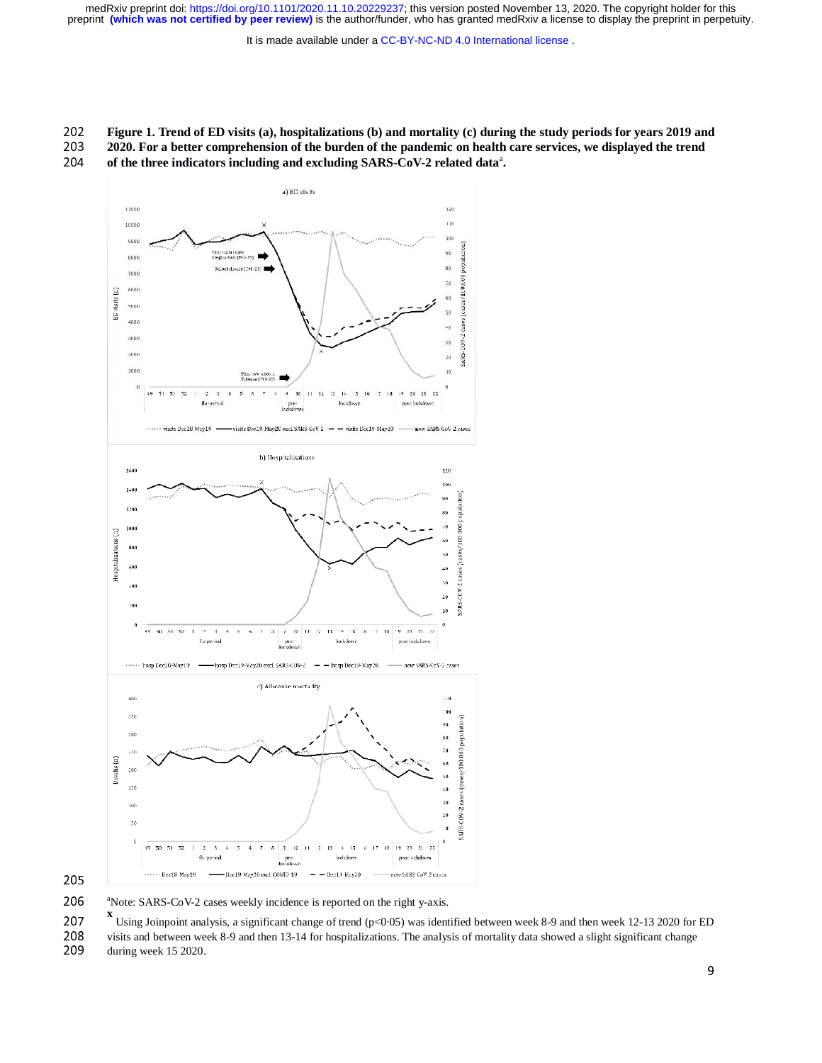**Figure 1. Trend of ED visits (a), hospitalizations (b) and mortality (c) during the study periods for years 2019 and 2020. For a better comprehension of the burden of the pandemic on health care services, we displayed the trend of the three indicators including and excluding SARS-CoV-2 related data[a].**

[a]Note: SARS-CoV-2 cases weekly incidence is reported on the right y-axis.

[x] Using Joinpoint analysis, a significant change of trend ($p<0.05$) was identified between week 8-9 and then week 12-13 2020 for ED visits and between week 8-9 and then 13-14 for hospitalizations. The analysis of mortality data showed a slight significant change during week 15 2020.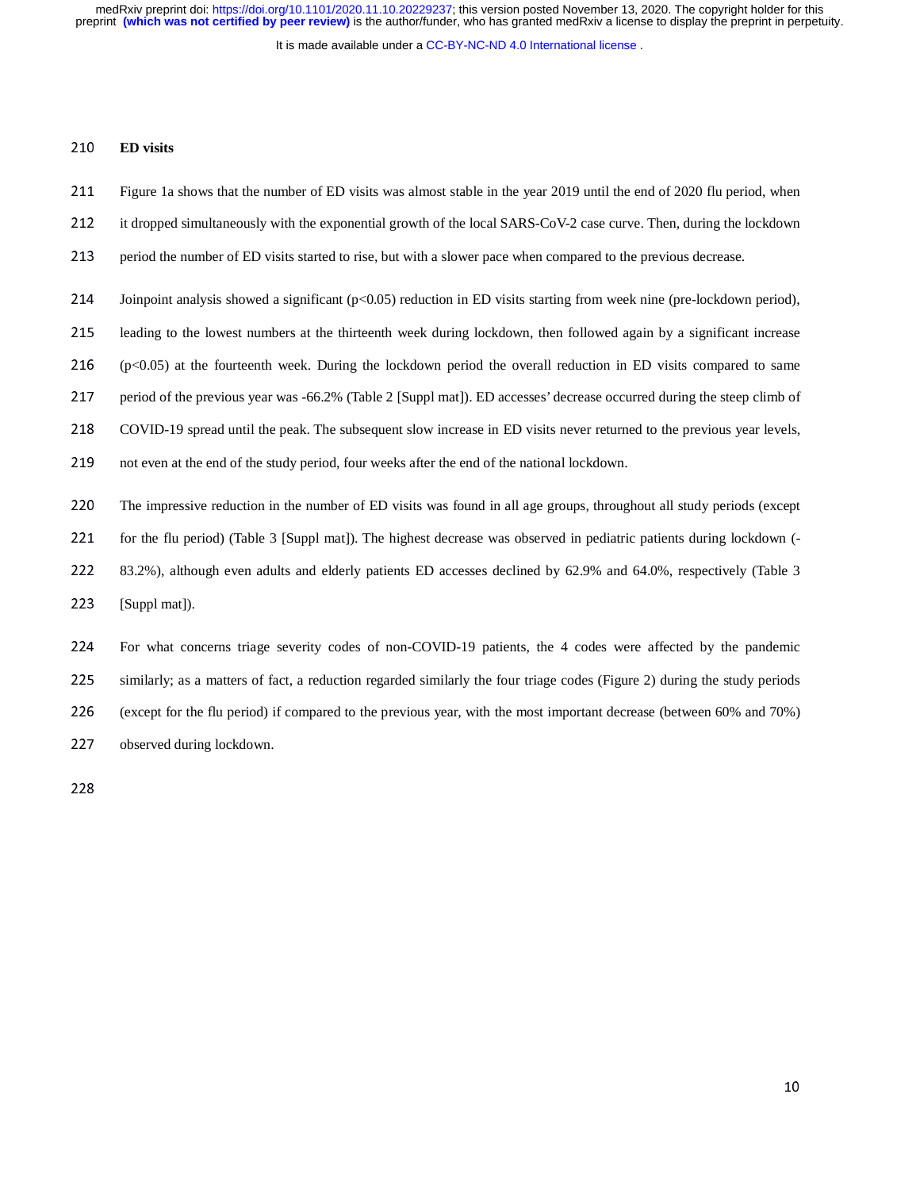### ED visits

Figure 1a shows that the number of ED visits was almost stable in the year 2019 until the end of 2020 flu period, when it dropped simultaneously with the exponential growth of the local SARS-CoV-2 case curve. Then, during the lockdown period the number of ED visits started to rise, but with a slower pace when compared to the previous decrease.

Joinpoint analysis showed a significant ($p<0.05$) reduction in ED visits starting from week nine (pre-lockdown period), leading to the lowest numbers at the thirteenth week during lockdown, then followed again by a significant increase ($p<0.05$) at the fourteenth week. During the lockdown period the overall reduction in ED visits compared to same period of the previous year was -66.2% (Table 2 [Suppl mat]). ED accesses' decrease occurred during the steep climb of COVID-19 spread until the peak. The subsequent slow increase in ED visits never returned to the previous year levels, not even at the end of the study period, four weeks after the end of the national lockdown.

The impressive reduction in the number of ED visits was found in all age groups, throughout all study periods (except for the flu period) (Table 3 [Suppl mat]). The highest decrease was observed in pediatric patients during lockdown (-83.2%), although even adults and elderly patients ED accesses declined by 62.9% and 64.0%, respectively (Table 3 [Suppl mat]).

For what concerns triage severity codes of non-COVID-19 patients, the 4 codes were affected by the pandemic similarly; as a matters of fact, a reduction regarded similarly the four triage codes (Figure 2) during the study periods (except for the flu period) if compared to the previous year, with the most important decrease (between 60% and 70%) observed during lockdown.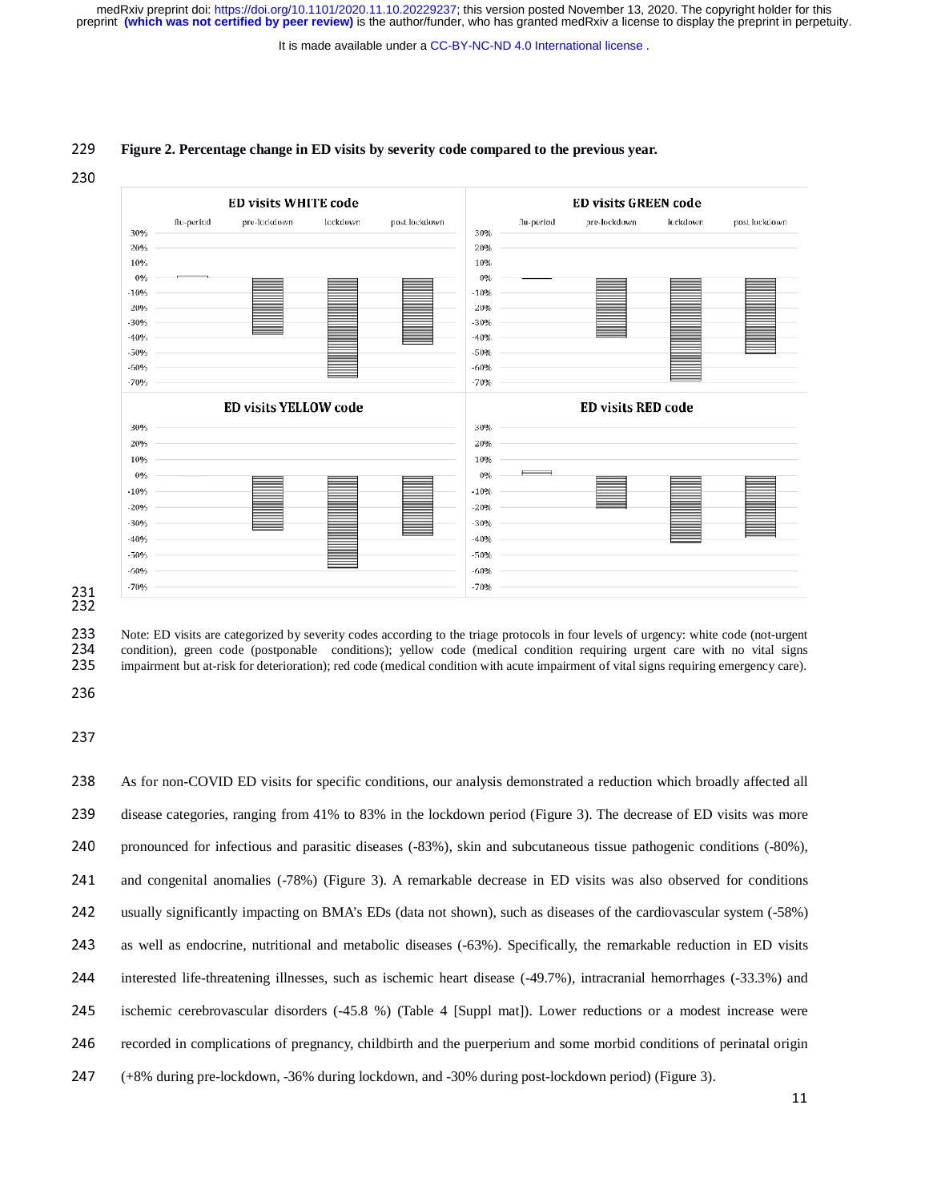**Figure 2. Percentage change in ED visits by severity code compared to the previous year.**

Note: ED visits are categorized by severity codes according to the triage protocols in four levels of urgency: white code (not-urgent condition), green code (postponable conditions); yellow code (medical condition requiring urgent care with no vital signs impairment but at-risk for deterioration); red code (medical condition with acute impairment of vital signs requiring emergency care).

As for non-COVID ED visits for specific conditions, our analysis demonstrated a reduction which broadly affected all disease categories, ranging from 41% to 83% in the lockdown period (Figure 3). The decrease of ED visits was more pronounced for infectious and parasitic diseases (-83%), skin and subcutaneous tissue pathogenic conditions (-80%), and congenital anomalies (-78%) (Figure 3). A remarkable decrease in ED visits was also observed for conditions usually significantly impacting on BMA's EDs (data not shown), such as diseases of the cardiovascular system (-58%) as well as endocrine, nutritional and metabolic diseases (-63%). Specifically, the remarkable reduction in ED visits interested life-threatening illnesses, such as ischemic heart disease (-49.7%), intracranial hemorrhages (-33.3%) and ischemic cerebrovascular disorders (-45.8 %) (Table 4 [Suppl mat]). Lower reductions or a modest increase were recorded in complications of pregnancy, childbirth and the puerperium and some morbid conditions of perinatal origin (+8% during pre-lockdown, -36% during lockdown, and -30% during post-lockdown period) (Figure 3).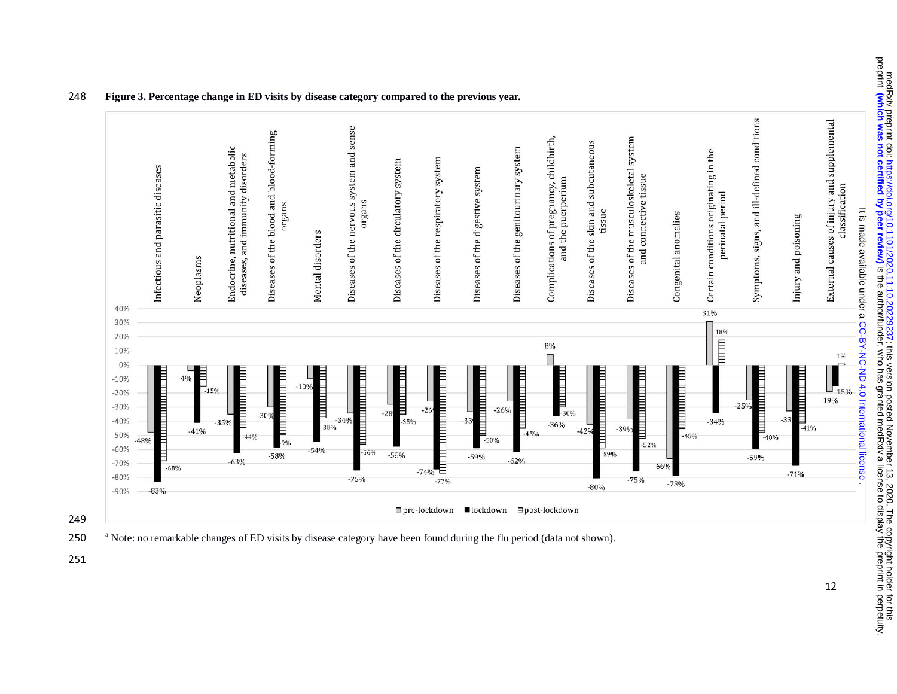**Figure 3. Percentage change in ED visits by disease category compared to the previous year.**

[a] Note: no remarkable changes of ED visits by disease category have been found during the flu period (data not shown).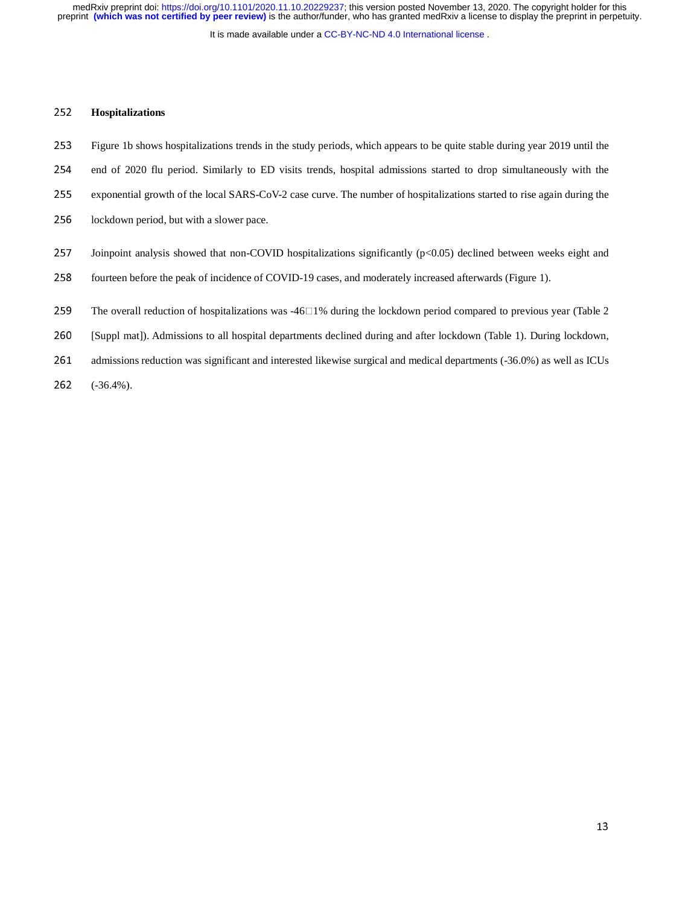### Hospitalizations

Figure 1b shows hospitalizations trends in the study periods, which appears to be quite stable during year 2019 until the end of 2020 flu period. Similarly to ED visits trends, hospital admissions started to drop simultaneously with the exponential growth of the local SARS-CoV-2 case curve. The number of hospitalizations started to rise again during the lockdown period, but with a slower pace.

Joinpoint analysis showed that non-COVID hospitalizations significantly ($p<0.05$) declined between weeks eight and fourteen before the peak of incidence of COVID-19 cases, and moderately increased afterwards (Figure 1).

The overall reduction of hospitalizations was -46□1% during the lockdown period compared to previous year (Table 2 [Suppl mat]). Admissions to all hospital departments declined during and after lockdown (Table 1). During lockdown, admissions reduction was significant and interested likewise surgical and medical departments (-36.0%) as well as ICUs (-36.4%).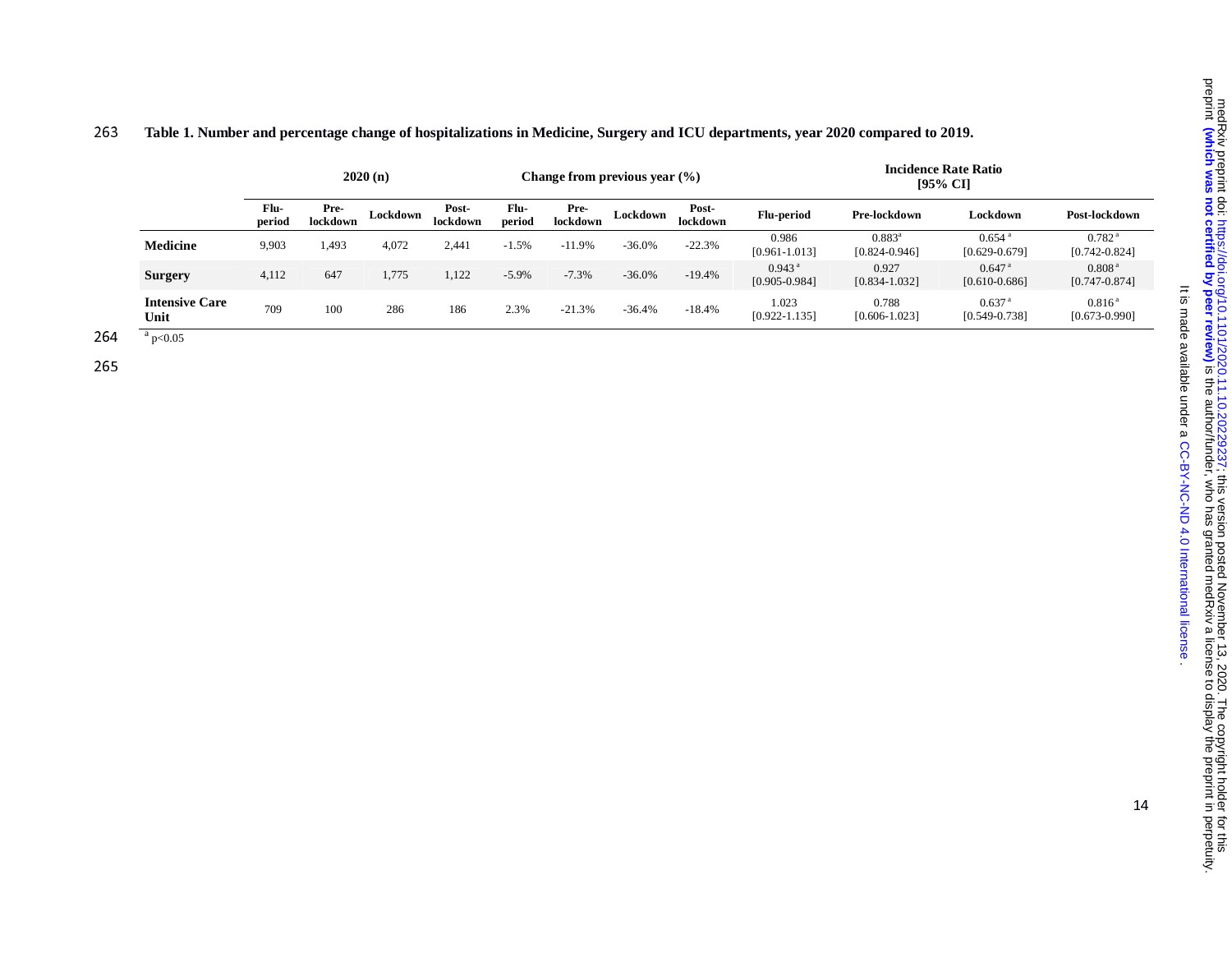**Table 1. Number and percentage change of hospitalizations in Medicine, Surgery and ICU departments, year 2020 compared to 2019.**

| | 2020 (n) | | | | Change from previous year (%) | | | | Incidence Rate Ratio [95% CI] | | | |
|---|---|---|---|---|---|---|---|---|---|---|---|---|
| | Flu-period | Pre-lockdown | Lockdown | Post-lockdown | Flu-period | Pre-lockdown | Lockdown | Post-lockdown | Flu-period | Pre-lockdown | Lockdown | Post-lockdown |
| **Medicine** | 9,903 | 1,493 | 4,072 | 2,441 | -1.5% | -11.9% | -36.0% | -22.3% | 0.986 [0.961-1.013] | 0.883[a] [0.824-0.946] | 0.654[a] [0.629-0.679] | 0.782[a] [0.742-0.824] |
| **Surgery** | 4,112 | 647 | 1,775 | 1,122 | -5.9% | -7.3% | -36.0% | -19.4% | 0.943[a] [0.905-0.984] | 0.927 [0.834-1.032] | 0.647[a] [0.610-0.686] | 0.808[a] [0.747-0.874] |
| **Intensive Care Unit** | 709 | 100 | 286 | 186 | 2.3% | -21.3% | -36.4% | -18.4% | 1.023 [0.922-1.135] | 0.788 [0.606-1.023] | 0.637[a] [0.549-0.738] | 0.816[a] [0.673-0.990] |

[a] $p<0.05$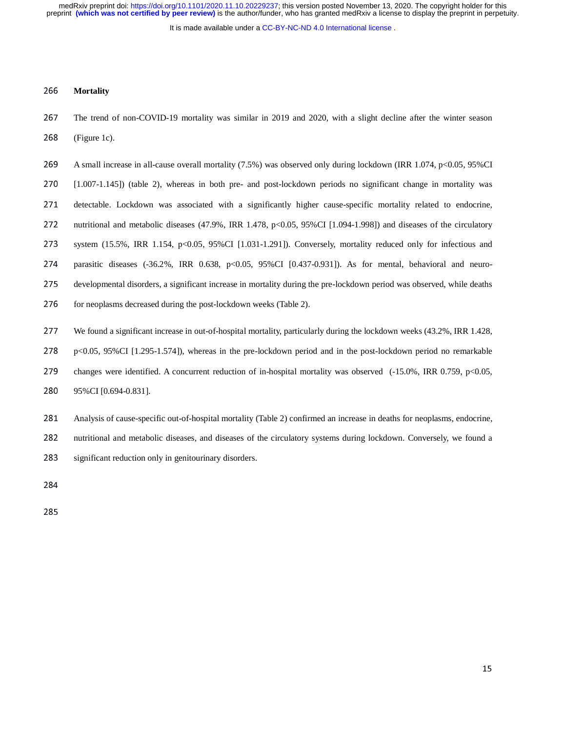**Mortality**

The trend of non-COVID-19 mortality was similar in 2019 and 2020, with a slight decline after the winter season (Figure 1c).

A small increase in all-cause overall mortality (7.5%) was observed only during lockdown (IRR 1.074, $p<0.05$, 95%CI [1.007-1.145]) (table 2), whereas in both pre- and post-lockdown periods no significant change in mortality was detectable. Lockdown was associated with a significantly higher cause-specific mortality related to endocrine, nutritional and metabolic diseases (47.9%, IRR 1.478, $p<0.05$, 95%CI [1.094-1.998]) and diseases of the circulatory system (15.5%, IRR 1.154, $p<0.05$, 95%CI [1.031-1.291]). Conversely, mortality reduced only for infectious and parasitic diseases (-36.2%, IRR 0.638, $p<0.05$, 95%CI [0.437-0.931]). As for mental, behavioral and neuro-developmental disorders, a significant increase in mortality during the pre-lockdown period was observed, while deaths for neoplasms decreased during the post-lockdown weeks (Table 2).

We found a significant increase in out-of-hospital mortality, particularly during the lockdown weeks (43.2%, IRR 1.428, $p<0.05$, 95%CI [1.295-1.574]), whereas in the pre-lockdown period and in the post-lockdown period no remarkable changes were identified. A concurrent reduction of in-hospital mortality was observed (-15.0%, IRR 0.759, $p<0.05$, 95%CI [0.694-0.831].

Analysis of cause-specific out-of-hospital mortality (Table 2) confirmed an increase in deaths for neoplasms, endocrine, nutritional and metabolic diseases, and diseases of the circulatory systems during lockdown. Conversely, we found a significant reduction only in genitourinary disorders.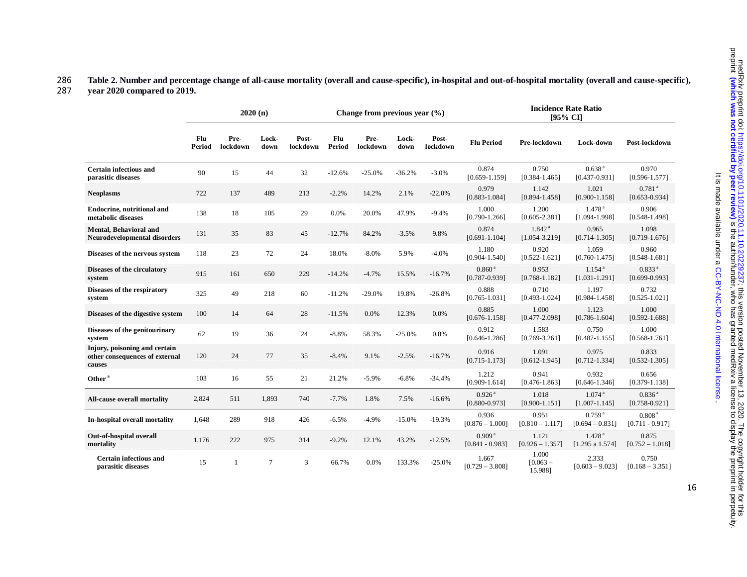**Table 2. Number and percentage change of all-cause mortality (overall and cause-specific), in-hospital and out-of-hospital mortality (overall and cause-specific), year 2020 compared to 2019.**

| | 2020 (n) | | | | Change from previous year (%) | | | | Incidence Rate Ratio [95% CI] | | | |
|---|---|---|---|---|---|---|---|---|---|---|---|---|
| | Flu Period | Pre-lockdown | Lock-down | Post-lockdown | Flu Period | Pre-lockdown | Lock-down | Post-lockdown | Flu Period | Pre-lockdown | Lock-down | Post-lockdown |
| **Certain infectious and parasitic diseases** | 90 | 15 | 44 | 32 | -12.6% | -25.0% | -36.2% | -3.0% | 0.874 [0.659-1.159] | 0.750 [0.384-1.465] | 0.638 [a] [0.437-0.931] | 0.970 [0.596-1.577] |
| **Neoplasms** | 722 | 137 | 489 | 213 | -2.2% | 14.2% | 2.1% | -22.0% | 0.979 [0.883-1.084] | 1.142 [0.894-1.458] | 1.021 [0.900-1.158] | 0.781 [a] [0.653-0.934] |
| **Endocrine, nutritional and metabolic diseases** | 138 | 18 | 105 | 29 | 0.0% | 20.0% | 47.9% | -9.4% | 1.000 [0.790-1.266] | 1.200 [0.605-2.381] | 1.478 [a] [1.094-1.998] | 0.906 [0.548-1.498] |
| **Mental, Behavioral and Neurodevelopmental disorders** | 131 | 35 | 83 | 45 | -12.7% | 84.2% | -3.5% | 9.8% | 0.874 [0.691-1.104] | 1.842 [a] [1.054-3.219] | 0.965 [0.714-1.305] | 1.098 [0.719-1.676] |
| **Diseases of the nervous system** | 118 | 23 | 72 | 24 | 18.0% | -8.0% | 5.9% | -4.0% | 1.180 [0.904-1.540] | 0.920 [0.522-1.621] | 1.059 [0.760-1.475] | 0.960 [0.548-1.681] |
| **Diseases of the circulatory system** | 915 | 161 | 650 | 229 | -14.2% | -4.7% | 15.5% | -16.7% | 0.860 [a] [0.787-0.939] | 0.953 [0.768-1.182] | 1.154 [a] [1.031-1.291] | 0.833 [a] [0.699-0.993] |
| **Diseases of the respiratory system** | 325 | 49 | 218 | 60 | -11.2% | -29.0% | 19.8% | -26.8% | 0.888 [0.765-1.031] | 0.710 [0.493-1.024] | 1.197 [0.984-1.458] | 0.732 [0.525-1.021] |
| **Diseases of the digestive system** | 100 | 14 | 64 | 28 | -11.5% | 0.0% | 12.3% | 0.0% | 0.885 [0.676-1.158] | 1.000 [0.477-2.098] | 1.123 [0.786-1.604] | 1.000 [0.592-1.688] |
| **Diseases of the genitourinary system** | 62 | 19 | 36 | 24 | -8.8% | 58.3% | -25.0% | 0.0% | 0.912 [0.646-1.286] | 1.583 [0.769-3.261] | 0.750 [0.487-1.155] | 1.000 [0.568-1.761] |
| **Injury, poisoning and certain other consequences of external causes** | 120 | 24 | 77 | 35 | -8.4% | 9.1% | -2.5% | -16.7% | 0.916 [0.715-1.173] | 1.091 [0.612-1.945] | 0.975 [0.712-1.334] | 0.833 [0.532-1.305] |
| **Other [a]** | 103 | 16 | 55 | 21 | 21.2% | -5.9% | -6.8% | -34.4% | 1.212 [0.909-1.614] | 0.941 [0.476-1.863] | 0.932 [0.646-1.346] | 0.656 [0.379-1.138] |
| **All-cause overall mortality** | 2,824 | 511 | 1,893 | 740 | -7.7% | 1.8% | 7.5% | -16.6% | 0.926 [a] [0.880-0.973] | 1.018 [0.900-1.151] | 1.074 [a] [1.007-1.145] | 0.836 [a] [0.758-0.921] |
| **In-hospital overall mortality** | 1,648 | 289 | 918 | 426 | -6.5% | -4.9% | -15.0% | -19.3% | 0.936 [0.876 – 1.000] | 0.951 [0.810 – 1.117] | 0.759 [a] [0.694 – 0.831] | 0.808 [a] [0.711 - 0.917] |
| **Out-of-hospital overall mortality** | 1,176 | 222 | 975 | 314 | -9.2% | 12.1% | 43.2% | -12.5% | 0.909 [a] [0.841 - 0.983] | 1.121 [0.926 – 1.357] | 1.428 [a] [1.295 a 1.574] | 0.875 [0.752 – 1.018] |
| **Certain infectious and parasitic diseases** | 15 | 1 | 7 | 3 | 66.7% | 0.0% | 133.3% | -25.0% | 1.667 [0.729 – 3.808] | 1.000 [0.063 – 15.988] | 2.333 [0.603 – 9.023] | 0.750 [0.168 – 3.351] |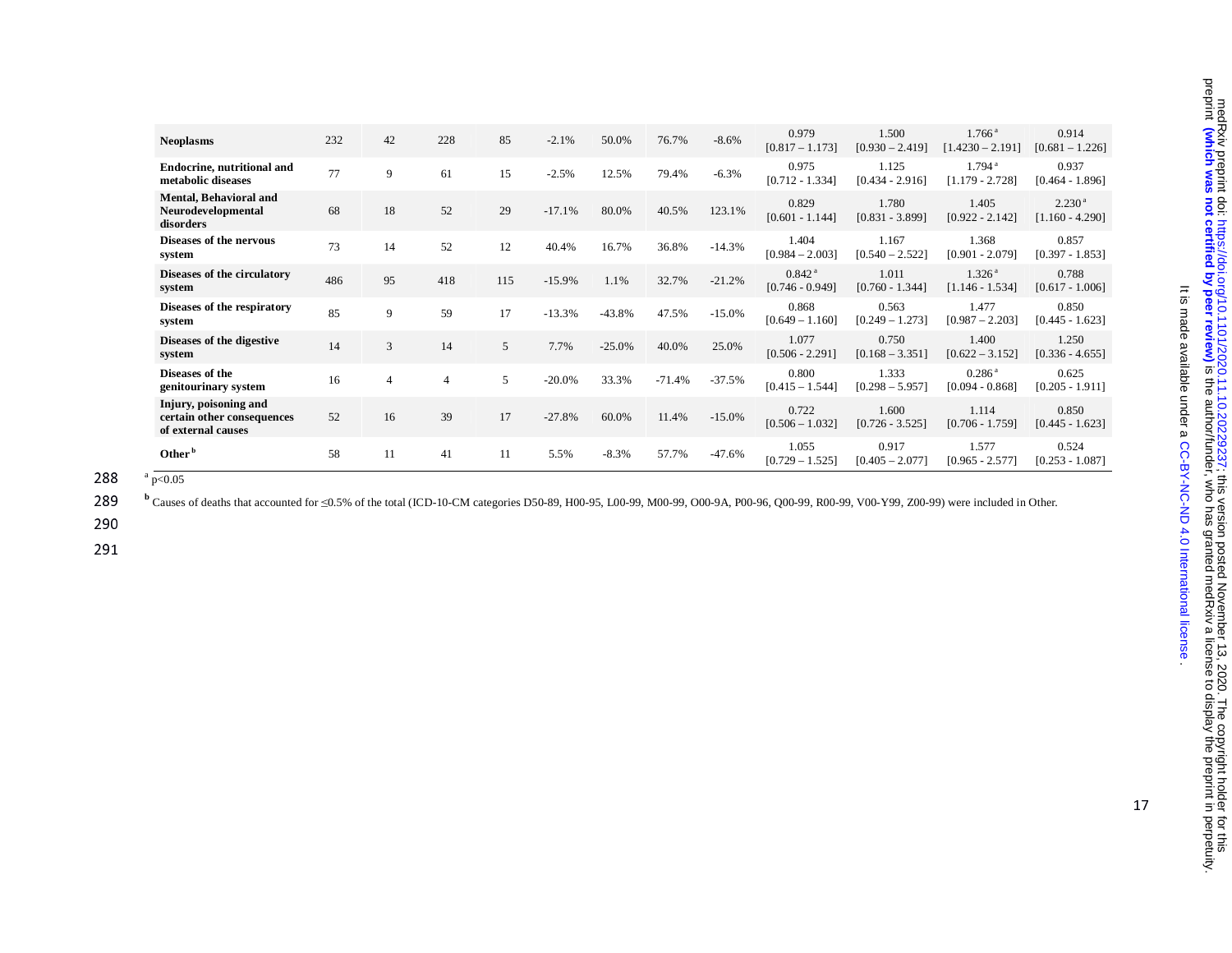| | | | | | | | | | | | | |
|---|---|---|---|---|---|---|---|---|---|---|---|---|
| **Neoplasms** | 232 | 42 | 228 | 85 | -2.1% | 50.0% | 76.7% | -8.6% | 0.979 [0.817 – 1.173] | 1.500 [0.930 – 2.419] | 1.766 [a] [1.4230 – 2.191] | 0.914 [0.681 – 1.226] |
| **Endocrine, nutritional and metabolic diseases** | 77 | 9 | 61 | 15 | -2.5% | 12.5% | 79.4% | -6.3% | 0.975 [0.712 - 1.334] | 1.125 [0.434 - 2.916] | 1.794 [a] [1.179 - 2.728] | 0.937 [0.464 - 1.896] |
| **Mental, Behavioral and Neurodevelopmental disorders** | 68 | 18 | 52 | 29 | -17.1% | 80.0% | 40.5% | 123.1% | 0.829 [0.601 - 1.144] | 1.780 [0.831 - 3.899] | 1.405 [0.922 - 2.142] | 2.230 [a] [1.160 - 4.290] |
| **Diseases of the nervous system** | 73 | 14 | 52 | 12 | 40.4% | 16.7% | 36.8% | -14.3% | 1.404 [0.984 – 2.003] | 1.167 [0.540 – 2.522] | 1.368 [0.901 - 2.079] | 0.857 [0.397 - 1.853] |
| **Diseases of the circulatory system** | 486 | 95 | 418 | 115 | -15.9% | 1.1% | 32.7% | -21.2% | 0.842 [a] [0.746 - 0.949] | 1.011 [0.760 - 1.344] | 1.326 [a] [1.146 - 1.534] | 0.788 [0.617 - 1.006] |
| **Diseases of the respiratory system** | 85 | 9 | 59 | 17 | -13.3% | -43.8% | 47.5% | -15.0% | 0.868 [0.649 – 1.160] | 0.563 [0.249 – 1.273] | 1.477 [0.987 – 2.203] | 0.850 [0.445 - 1.623] |
| **Diseases of the digestive system** | 14 | 3 | 14 | 5 | 7.7% | -25.0% | 40.0% | 25.0% | 1.077 [0.506 - 2.291] | 0.750 [0.168 – 3.351] | 1.400 [0.622 – 3.152] | 1.250 [0.336 - 4.655] |
| **Diseases of the genitourinary system** | 16 | 4 | 4 | 5 | -20.0% | 33.3% | -71.4% | -37.5% | 0.800 [0.415 – 1.544] | 1.333 [0.298 – 5.957] | 0.286 [a] [0.094 - 0.868] | 0.625 [0.205 - 1.911] |
| **Injury, poisoning and certain other consequences of external causes** | 52 | 16 | 39 | 17 | -27.8% | 60.0% | 11.4% | -15.0% | 0.722 [0.506 – 1.032] | 1.600 [0.726 - 3.525] | 1.114 [0.706 - 1.759] | 0.850 [0.445 - 1.623] |
| **Other [b]** | 58 | 11 | 41 | 11 | 5.5% | -8.3% | 57.7% | -47.6% | 1.055 [0.729 – 1.525] | 0.917 [0.405 – 2.077] | 1.577 [0.965 - 2.577] | 0.524 [0.253 - 1.087] |

[a] $p<0.05$

[b] Causes of deaths that accounted for ≤0.5% of the total (ICD-10-CM categories D50-89, H00-95, L00-99, M00-99, O00-9A, P00-96, Q00-99, R00-99, V00-Y99, Z00-99) were included in Other.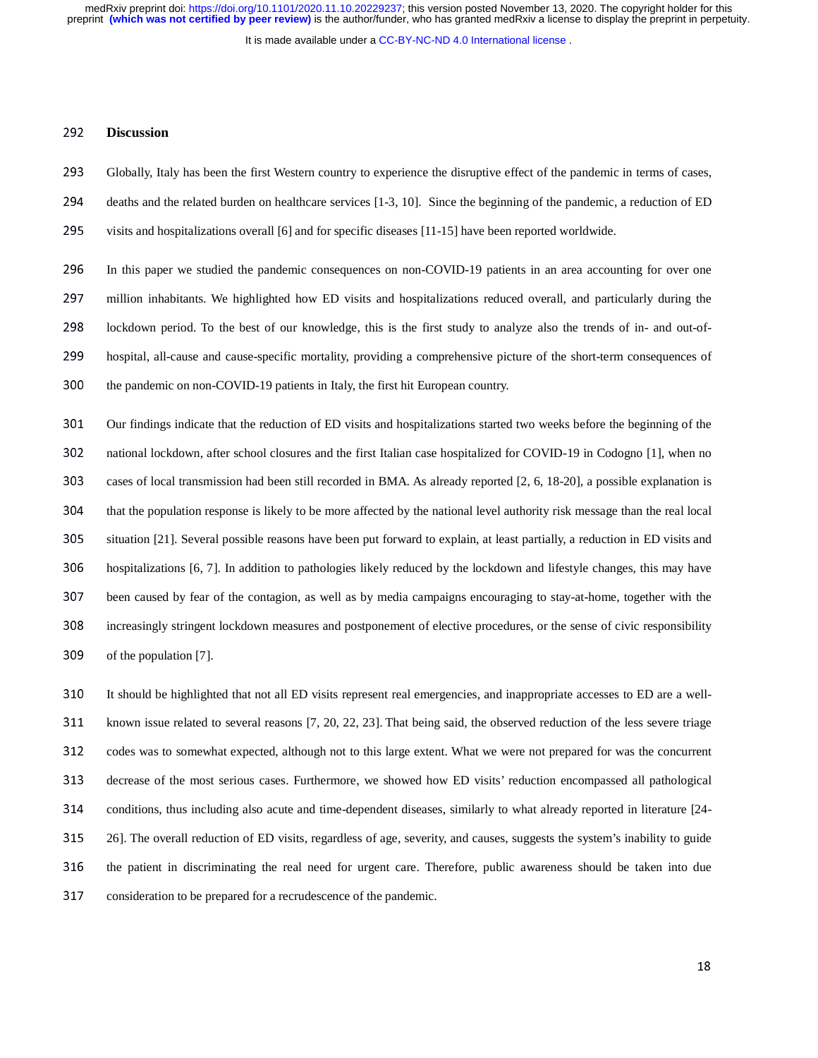## Discussion

Globally, Italy has been the first Western country to experience the disruptive effect of the pandemic in terms of cases, deaths and the related burden on healthcare services [1-3, 10]. Since the beginning of the pandemic, a reduction of ED visits and hospitalizations overall [6] and for specific diseases [11-15] have been reported worldwide.

In this paper we studied the pandemic consequences on non-COVID-19 patients in an area accounting for over one million inhabitants. We highlighted how ED visits and hospitalizations reduced overall, and particularly during the lockdown period. To the best of our knowledge, this is the first study to analyze also the trends of in- and out-of-hospital, all-cause and cause-specific mortality, providing a comprehensive picture of the short-term consequences of the pandemic on non-COVID-19 patients in Italy, the first hit European country.

Our findings indicate that the reduction of ED visits and hospitalizations started two weeks before the beginning of the national lockdown, after school closures and the first Italian case hospitalized for COVID-19 in Codogno [1], when no cases of local transmission had been still recorded in BMA. As already reported [2, 6, 18-20], a possible explanation is that the population response is likely to be more affected by the national level authority risk message than the real local situation [21]. Several possible reasons have been put forward to explain, at least partially, a reduction in ED visits and hospitalizations [6, 7]. In addition to pathologies likely reduced by the lockdown and lifestyle changes, this may have been caused by fear of the contagion, as well as by media campaigns encouraging to stay-at-home, together with the increasingly stringent lockdown measures and postponement of elective procedures, or the sense of civic responsibility of the population [7].

It should be highlighted that not all ED visits represent real emergencies, and inappropriate accesses to ED are a well-known issue related to several reasons [7, 20, 22, 23]. That being said, the observed reduction of the less severe triage codes was to somewhat expected, although not to this large extent. What we were not prepared for was the concurrent decrease of the most serious cases. Furthermore, we showed how ED visits' reduction encompassed all pathological conditions, thus including also acute and time-dependent diseases, similarly to what already reported in literature [24-26]. The overall reduction of ED visits, regardless of age, severity, and causes, suggests the system's inability to guide the patient in discriminating the real need for urgent care. Therefore, public awareness should be taken into due consideration to be prepared for a recrudescence of the pandemic.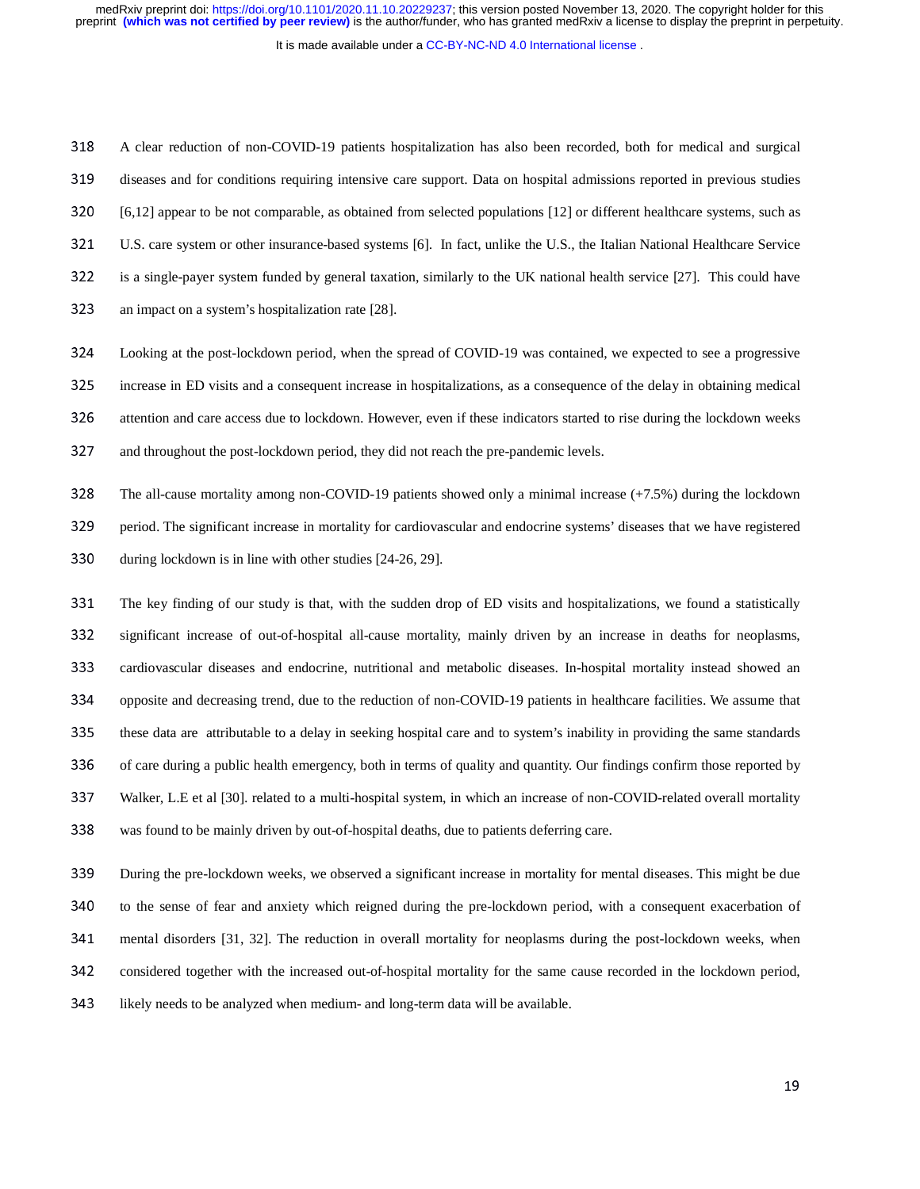A clear reduction of non-COVID-19 patients hospitalization has also been recorded, both for medical and surgical diseases and for conditions requiring intensive care support. Data on hospital admissions reported in previous studies [6,12] appear to be not comparable, as obtained from selected populations [12] or different healthcare systems, such as U.S. care system or other insurance-based systems [6]. In fact, unlike the U.S., the Italian National Healthcare Service is a single-payer system funded by general taxation, similarly to the UK national health service [27]. This could have an impact on a system's hospitalization rate [28].

Looking at the post-lockdown period, when the spread of COVID-19 was contained, we expected to see a progressive increase in ED visits and a consequent increase in hospitalizations, as a consequence of the delay in obtaining medical attention and care access due to lockdown. However, even if these indicators started to rise during the lockdown weeks and throughout the post-lockdown period, they did not reach the pre-pandemic levels.

The all-cause mortality among non-COVID-19 patients showed only a minimal increase (+7.5%) during the lockdown period. The significant increase in mortality for cardiovascular and endocrine systems' diseases that we have registered during lockdown is in line with other studies [24-26, 29].

The key finding of our study is that, with the sudden drop of ED visits and hospitalizations, we found a statistically significant increase of out-of-hospital all-cause mortality, mainly driven by an increase in deaths for neoplasms, cardiovascular diseases and endocrine, nutritional and metabolic diseases. In-hospital mortality instead showed an opposite and decreasing trend, due to the reduction of non-COVID-19 patients in healthcare facilities. We assume that these data are attributable to a delay in seeking hospital care and to system's inability in providing the same standards of care during a public health emergency, both in terms of quality and quantity. Our findings confirm those reported by Walker, L.E et al [30]. related to a multi-hospital system, in which an increase of non-COVID-related overall mortality was found to be mainly driven by out-of-hospital deaths, due to patients deferring care.

During the pre-lockdown weeks, we observed a significant increase in mortality for mental diseases. This might be due to the sense of fear and anxiety which reigned during the pre-lockdown period, with a consequent exacerbation of mental disorders [31, 32]. The reduction in overall mortality for neoplasms during the post-lockdown weeks, when considered together with the increased out-of-hospital mortality for the same cause recorded in the lockdown period, likely needs to be analyzed when medium- and long-term data will be available.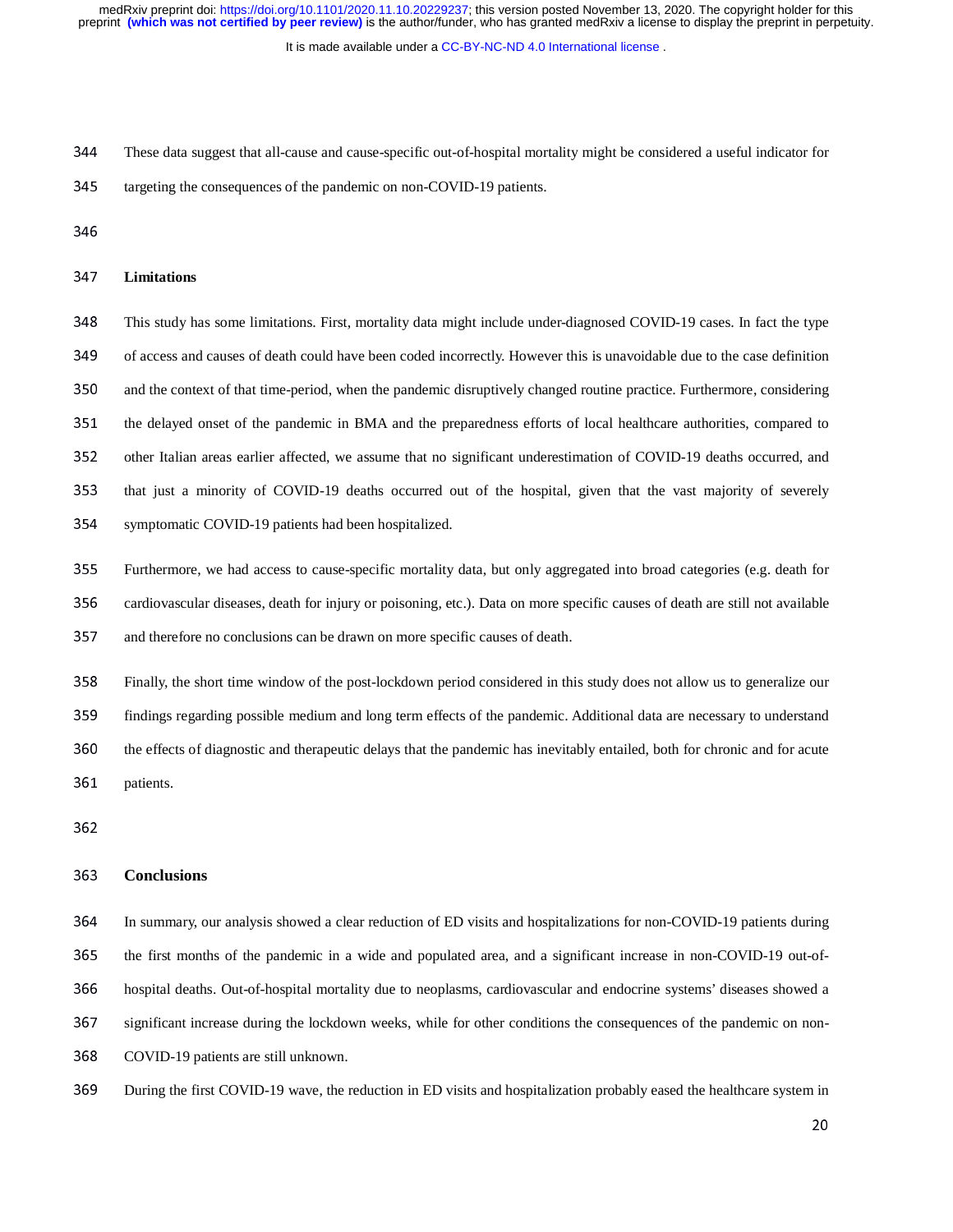These data suggest that all-cause and cause-specific out-of-hospital mortality might be considered a useful indicator for targeting the consequences of the pandemic on non-COVID-19 patients.

## Limitations

This study has some limitations. First, mortality data might include under-diagnosed COVID-19 cases. In fact the type of access and causes of death could have been coded incorrectly. However this is unavoidable due to the case definition and the context of that time-period, when the pandemic disruptively changed routine practice. Furthermore, considering the delayed onset of the pandemic in BMA and the preparedness efforts of local healthcare authorities, compared to other Italian areas earlier affected, we assume that no significant underestimation of COVID-19 deaths occurred, and that just a minority of COVID-19 deaths occurred out of the hospital, given that the vast majority of severely symptomatic COVID-19 patients had been hospitalized.

Furthermore, we had access to cause-specific mortality data, but only aggregated into broad categories (e.g. death for cardiovascular diseases, death for injury or poisoning, etc.). Data on more specific causes of death are still not available and therefore no conclusions can be drawn on more specific causes of death.

Finally, the short time window of the post-lockdown period considered in this study does not allow us to generalize our findings regarding possible medium and long term effects of the pandemic. Additional data are necessary to understand the effects of diagnostic and therapeutic delays that the pandemic has inevitably entailed, both for chronic and for acute patients.

## Conclusions

In summary, our analysis showed a clear reduction of ED visits and hospitalizations for non-COVID-19 patients during the first months of the pandemic in a wide and populated area, and a significant increase in non-COVID-19 out-of-hospital deaths. Out-of-hospital mortality due to neoplasms, cardiovascular and endocrine systems' diseases showed a significant increase during the lockdown weeks, while for other conditions the consequences of the pandemic on non-COVID-19 patients are still unknown.

During the first COVID-19 wave, the reduction in ED visits and hospitalization probably eased the healthcare system in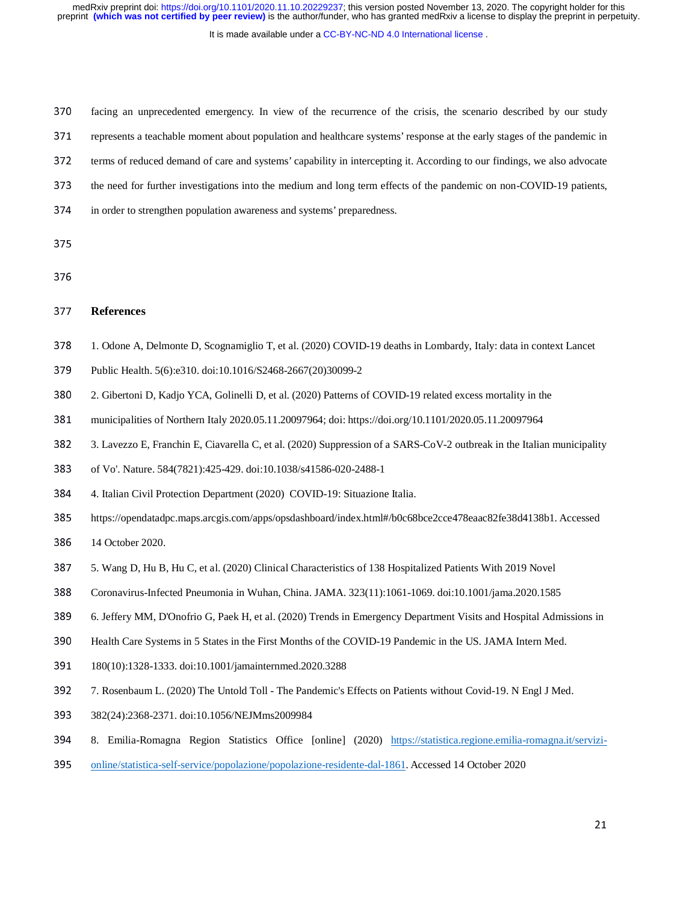facing an unprecedented emergency. In view of the recurrence of the crisis, the scenario described by our study represents a teachable moment about population and healthcare systems' response at the early stages of the pandemic in terms of reduced demand of care and systems' capability in intercepting it. According to our findings, we also advocate the need for further investigations into the medium and long term effects of the pandemic on non-COVID-19 patients, in order to strengthen population awareness and systems' preparedness.

## References

1. Odone A, Delmonte D, Scognamiglio T, et al. (2020) COVID-19 deaths in Lombardy, Italy: data in context Lancet Public Health. 5(6):e310. doi:10.1016/S2468-2667(20)30099-2
2. Gibertoni D, Kadjo YCA, Golinelli D, et al. (2020) Patterns of COVID-19 related excess mortality in the municipalities of Northern Italy 2020.05.11.20097964; doi: https://doi.org/10.1101/2020.05.11.20097964
3. Lavezzo E, Franchin E, Ciavarella C, et al. (2020) Suppression of a SARS-CoV-2 outbreak in the Italian municipality of Vo'. Nature. 584(7821):425-429. doi:10.1038/s41586-020-2488-1
4. Italian Civil Protection Department (2020) COVID-19: Situazione Italia. https://opendatadpc.maps.arcgis.com/apps/opsdashboard/index.html#/b0c68bce2cce478eaac82fe38d4138b1. Accessed 14 October 2020.
5. Wang D, Hu B, Hu C, et al. (2020) Clinical Characteristics of 138 Hospitalized Patients With 2019 Novel Coronavirus-Infected Pneumonia in Wuhan, China. JAMA. 323(11):1061-1069. doi:10.1001/jama.2020.1585
6. Jeffery MM, D'Onofrio G, Paek H, et al. (2020) Trends in Emergency Department Visits and Hospital Admissions in Health Care Systems in 5 States in the First Months of the COVID-19 Pandemic in the US. JAMA Intern Med. 180(10):1328-1333. doi:10.1001/jamainternmed.2020.3288
7. Rosenbaum L. (2020) The Untold Toll - The Pandemic's Effects on Patients without Covid-19. N Engl J Med. 382(24):2368-2371. doi:10.1056/NEJMms2009984
8. Emilia-Romagna Region Statistics Office [online] (2020) https://statistica.regione.emilia-romagna.it/servizi-online/statistica-self-service/popolazione/popolazione-residente-dal-1861. Accessed 14 October 2020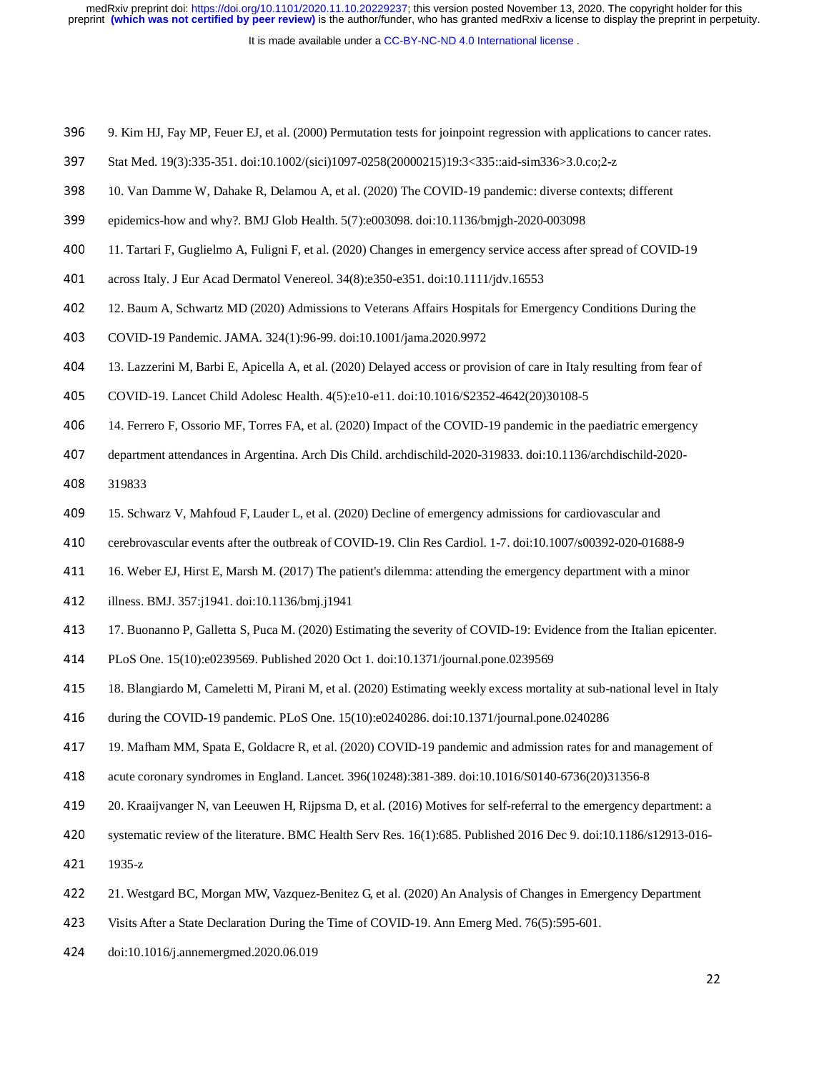9. Kim HJ, Fay MP, Feuer EJ, et al. (2000) Permutation tests for joinpoint regression with applications to cancer rates. Stat Med. 19(3):335-351. doi:10.1002/(sici)1097-0258(20000215)19:3<335::aid-sim336>3.0.co;2-z

10. Van Damme W, Dahake R, Delamou A, et al. (2020) The COVID-19 pandemic: diverse contexts; different epidemics-how and why?. BMJ Glob Health. 5(7):e003098. doi:10.1136/bmjgh-2020-003098

11. Tartari F, Guglielmo A, Fuligni F, et al. (2020) Changes in emergency service access after spread of COVID-19 across Italy. J Eur Acad Dermatol Venereol. 34(8):e350-e351. doi:10.1111/jdv.16553

12. Baum A, Schwartz MD (2020) Admissions to Veterans Affairs Hospitals for Emergency Conditions During the COVID-19 Pandemic. JAMA. 324(1):96-99. doi:10.1001/jama.2020.9972

13. Lazzerini M, Barbi E, Apicella A, et al. (2020) Delayed access or provision of care in Italy resulting from fear of COVID-19. Lancet Child Adolesc Health. 4(5):e10-e11. doi:10.1016/S2352-4642(20)30108-5

14. Ferrero F, Ossorio MF, Torres FA, et al. (2020) Impact of the COVID-19 pandemic in the paediatric emergency department attendances in Argentina. Arch Dis Child. archdischild-2020-319833. doi:10.1136/archdischild-2020-319833

15. Schwarz V, Mahfoud F, Lauder L, et al. (2020) Decline of emergency admissions for cardiovascular and cerebrovascular events after the outbreak of COVID-19. Clin Res Cardiol. 1-7. doi:10.1007/s00392-020-01688-9

16. Weber EJ, Hirst E, Marsh M. (2017) The patient's dilemma: attending the emergency department with a minor illness. BMJ. 357:j1941. doi:10.1136/bmj.j1941

17. Buonanno P, Galletta S, Puca M. (2020) Estimating the severity of COVID-19: Evidence from the Italian epicenter. PLoS One. 15(10):e0239569. Published 2020 Oct 1. doi:10.1371/journal.pone.0239569

18. Blangiardo M, Cameletti M, Pirani M, et al. (2020) Estimating weekly excess mortality at sub-national level in Italy during the COVID-19 pandemic. PLoS One. 15(10):e0240286. doi:10.1371/journal.pone.0240286

19. Mafham MM, Spata E, Goldacre R, et al. (2020) COVID-19 pandemic and admission rates for and management of acute coronary syndromes in England. Lancet. 396(10248):381-389. doi:10.1016/S0140-6736(20)31356-8

20. Kraaijvanger N, van Leeuwen H, Rijpsma D, et al. (2016) Motives for self-referral to the emergency department: a systematic review of the literature. BMC Health Serv Res. 16(1):685. Published 2016 Dec 9. doi:10.1186/s12913-016-1935-z

21. Westgard BC, Morgan MW, Vazquez-Benitez G, et al. (2020) An Analysis of Changes in Emergency Department Visits After a State Declaration During the Time of COVID-19. Ann Emerg Med. 76(5):595-601. doi:10.1016/j.annemergmed.2020.06.019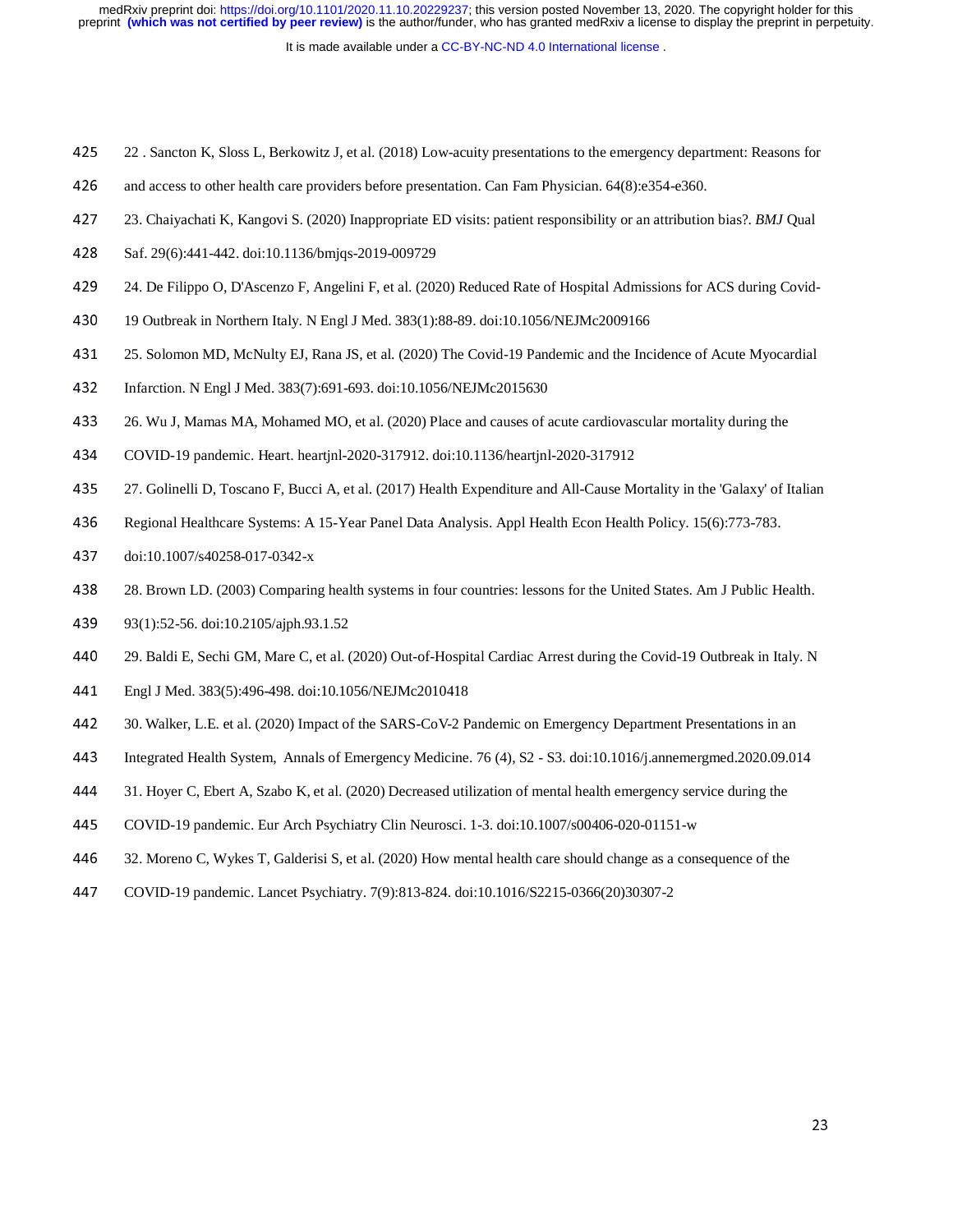22 . Sancton K, Sloss L, Berkowitz J, et al. (2018) Low-acuity presentations to the emergency department: Reasons for and access to other health care providers before presentation. Can Fam Physician. 64(8):e354-e360.

23. Chaiyachati K, Kangovi S. (2020) Inappropriate ED visits: patient responsibility or an attribution bias?. *BMJ* Qual Saf. 29(6):441-442. doi:10.1136/bmjqs-2019-009729

24. De Filippo O, D'Ascenzo F, Angelini F, et al. (2020) Reduced Rate of Hospital Admissions for ACS during Covid-19 Outbreak in Northern Italy. N Engl J Med. 383(1):88-89. doi:10.1056/NEJMc2009166

25. Solomon MD, McNulty EJ, Rana JS, et al. (2020) The Covid-19 Pandemic and the Incidence of Acute Myocardial Infarction. N Engl J Med. 383(7):691-693. doi:10.1056/NEJMc2015630

26. Wu J, Mamas MA, Mohamed MO, et al. (2020) Place and causes of acute cardiovascular mortality during the COVID-19 pandemic. Heart. heartjnl-2020-317912. doi:10.1136/heartjnl-2020-317912

27. Golinelli D, Toscano F, Bucci A, et al. (2017) Health Expenditure and All-Cause Mortality in the 'Galaxy' of Italian Regional Healthcare Systems: A 15-Year Panel Data Analysis. Appl Health Econ Health Policy. 15(6):773-783. doi:10.1007/s40258-017-0342-x

28. Brown LD. (2003) Comparing health systems in four countries: lessons for the United States. Am J Public Health. 93(1):52-56. doi:10.2105/ajph.93.1.52

29. Baldi E, Sechi GM, Mare C, et al. (2020) Out-of-Hospital Cardiac Arrest during the Covid-19 Outbreak in Italy. N Engl J Med. 383(5):496-498. doi:10.1056/NEJMc2010418

30. Walker, L.E. et al. (2020) Impact of the SARS-CoV-2 Pandemic on Emergency Department Presentations in an Integrated Health System, Annals of Emergency Medicine. 76 (4), S2 - S3. doi:10.1016/j.annemergmed.2020.09.014

31. Hoyer C, Ebert A, Szabo K, et al. (2020) Decreased utilization of mental health emergency service during the COVID-19 pandemic. Eur Arch Psychiatry Clin Neurosci. 1-3. doi:10.1007/s00406-020-01151-w

32. Moreno C, Wykes T, Galderisi S, et al. (2020) How mental health care should change as a consequence of the COVID-19 pandemic. Lancet Psychiatry. 7(9):813-824. doi:10.1016/S2215-0366(20)30307-2